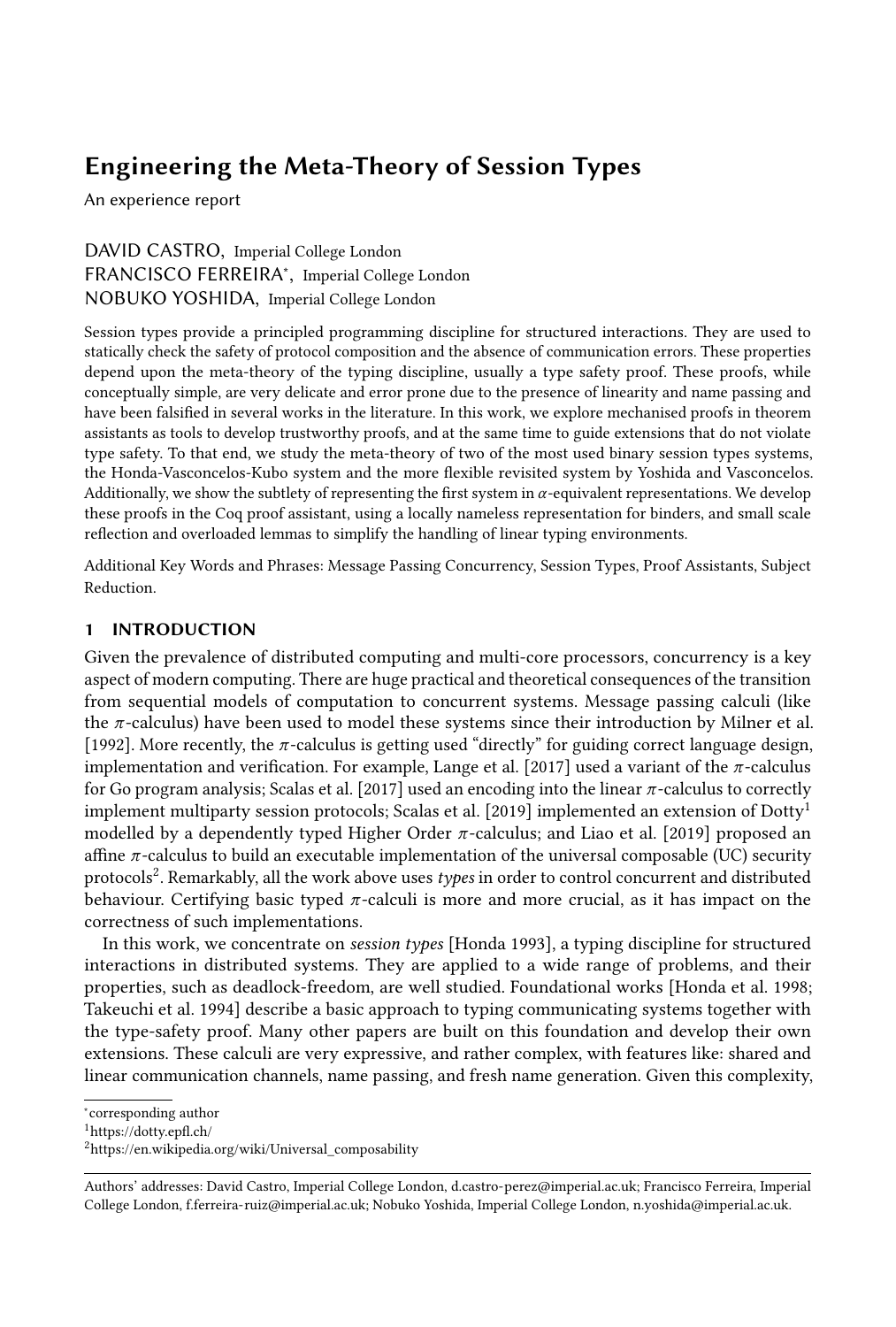# Engineering the Meta-Theory of Session Types

An experience report

DAVID CASTRO, Imperial College London
FRANCISCO FERREIRA*, Imperial College London
NOBUKO YOSHIDA, Imperial College London

Session types provide a principled programming discipline for structured interactions. They are used to statically check the safety of protocol composition and the absence of communication errors. These properties depend upon the meta-theory of the typing discipline, usually a type safety proof. These proofs, while conceptually simple, are very delicate and error prone due to the presence of linearity and name passing and have been falsified in several works in the literature. In this work, we explore mechanised proofs in theorem assistants as tools to develop trustworthy proofs, and at the same time to guide extensions that do not violate type safety. To that end, we study the meta-theory of two of the most used binary session types systems, the Honda-Vasconcelos-Kubo system and the more flexible revisited system by Yoshida and Vasconcelos. Additionally, we show the subtlety of representing the first system in $\alpha$-equivalent representations. We develop these proofs in the Coq proof assistant, using a locally nameless representation for binders, and small scale reflection and overloaded lemmas to simplify the handling of linear typing environments.

Additional Key Words and Phrases: Message Passing Concurrency, Session Types, Proof Assistants, Subject Reduction.

## 1 INTRODUCTION

Given the prevalence of distributed computing and multi-core processors, concurrency is a key aspect of modern computing. There are huge practical and theoretical consequences of the transition from sequential models of computation to concurrent systems. Message passing calculi (like the $\pi$-calculus) have been used to model these systems since their introduction by Milner et al. [1992]. More recently, the $\pi$-calculus is getting used "directly" for guiding correct language design, implementation and verification. For example, Lange et al. [2017] used a variant of the $\pi$-calculus for Go program analysis; Scalas et al. [2017] used an encoding into the linear $\pi$-calculus to correctly implement multiparty session protocols; Scalas et al. [2019] implemented an extension of Dotty[1] modelled by a dependently typed Higher Order $\pi$-calculus; and Liao et al. [2019] proposed an affine $\pi$-calculus to build an executable implementation of the universal composable (UC) security protocols[2]. Remarkably, all the work above uses *types* in order to control concurrent and distributed behaviour. Certifying basic typed $\pi$-calculi is more and more crucial, as it has impact on the correctness of such implementations.

In this work, we concentrate on *session types* [Honda 1993], a typing discipline for structured interactions in distributed systems. They are applied to a wide range of problems, and their properties, such as deadlock-freedom, are well studied. Foundational works [Honda et al. 1998; Takeuchi et al. 1994] describe a basic approach to typing communicating systems together with the type-safety proof. Many other papers are built on this foundation and develop their own extensions. These calculi are very expressive, and rather complex, with features like: shared and linear communication channels, name passing, and fresh name generation. Given this complexity,

---

*corresponding author
[1] https://dotty.epfl.ch/
[2] https://en.wikipedia.org/wiki/Universal_composability

Authors' addresses: David Castro, Imperial College London, d.castro-perez@imperial.ac.uk; Francisco Ferreira, Imperial College London, f.ferreira-ruiz@imperial.ac.uk; Nobuko Yoshida, Imperial College London, n.yoshida@imperial.ac.uk.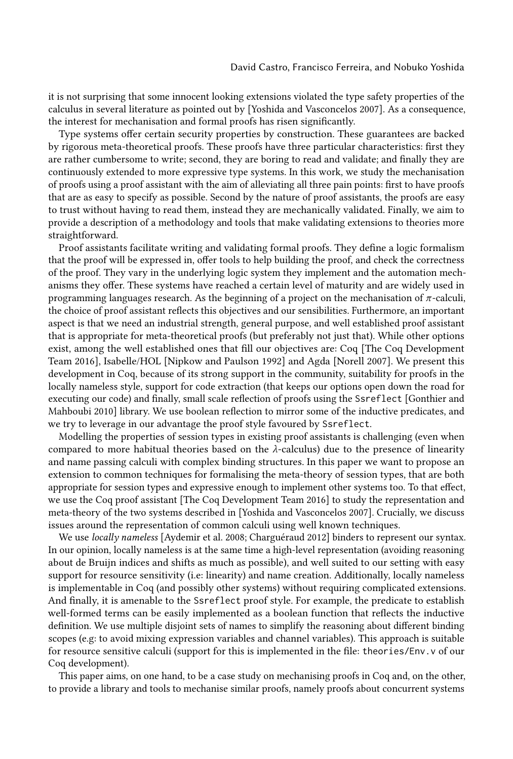it is not surprising that some innocent looking extensions violated the type safety properties of the calculus in several literature as pointed out by [Yoshida and Vasconcelos 2007]. As a consequence, the interest for mechanisation and formal proofs has risen significantly.

Type systems offer certain security properties by construction. These guarantees are backed by rigorous meta-theoretical proofs. These proofs have three particular characteristics: first they are rather cumbersome to write; second, they are boring to read and validate; and finally they are continuously extended to more expressive type systems. In this work, we study the mechanisation of proofs using a proof assistant with the aim of alleviating all three pain points: first to have proofs that are as easy to specify as possible. Second by the nature of proof assistants, the proofs are easy to trust without having to read them, instead they are mechanically validated. Finally, we aim to provide a description of a methodology and tools that make validating extensions to theories more straightforward.

Proof assistants facilitate writing and validating formal proofs. They define a logic formalism that the proof will be expressed in, offer tools to help building the proof, and check the correctness of the proof. They vary in the underlying logic system they implement and the automation mechanisms they offer. These systems have reached a certain level of maturity and are widely used in programming languages research. As the beginning of a project on the mechanisation of $\pi$-calculi, the choice of proof assistant reflects this objectives and our sensibilities. Furthermore, an important aspect is that we need an industrial strength, general purpose, and well established proof assistant that is appropriate for meta-theoretical proofs (but preferably not just that). While other options exist, among the well established ones that fill our objectives are: Coq [The Coq Development Team 2016], Isabelle/HOL [Nipkow and Paulson 1992] and Agda [Norell 2007]. We present this development in Coq, because of its strong support in the community, suitability for proofs in the locally nameless style, support for code extraction (that keeps our options open down the road for executing our code) and finally, small scale reflection of proofs using the `Ssreflect` [Gonthier and Mahboubi 2010] library. We use boolean reflection to mirror some of the inductive predicates, and we try to leverage in our advantage the proof style favoured by `Ssreflect`.

Modelling the properties of session types in existing proof assistants is challenging (even when compared to more habitual theories based on the $\lambda$-calculus) due to the presence of linearity and name passing calculi with complex binding structures. In this paper we want to propose an extension to common techniques for formalising the meta-theory of session types, that are both appropriate for session types and expressive enough to implement other systems too. To that effect, we use the Coq proof assistant [The Coq Development Team 2016] to study the representation and meta-theory of the two systems described in [Yoshida and Vasconcelos 2007]. Crucially, we discuss issues around the representation of common calculi using well known techniques.

We use *locally nameless* [Aydemir et al. 2008; Charguéraud 2012] binders to represent our syntax. In our opinion, locally nameless is at the same time a high-level representation (avoiding reasoning about de Bruijn indices and shifts as much as possible), and well suited to our setting with easy support for resource sensitivity (i.e: linearity) and name creation. Additionally, locally nameless is implementable in Coq (and possibly other systems) without requiring complicated extensions. And finally, it is amenable to the `Ssreflect` proof style. For example, the predicate to establish well-formed terms can be easily implemented as a boolean function that reflects the inductive definition. We use multiple disjoint sets of names to simplify the reasoning about different binding scopes (e.g: to avoid mixing expression variables and channel variables). This approach is suitable for resource sensitive calculi (support for this is implemented in the file: `theories/Env.v` of our Coq development).

This paper aims, on one hand, to be a case study on mechanising proofs in Coq and, on the other, to provide a library and tools to mechanise similar proofs, namely proofs about concurrent systems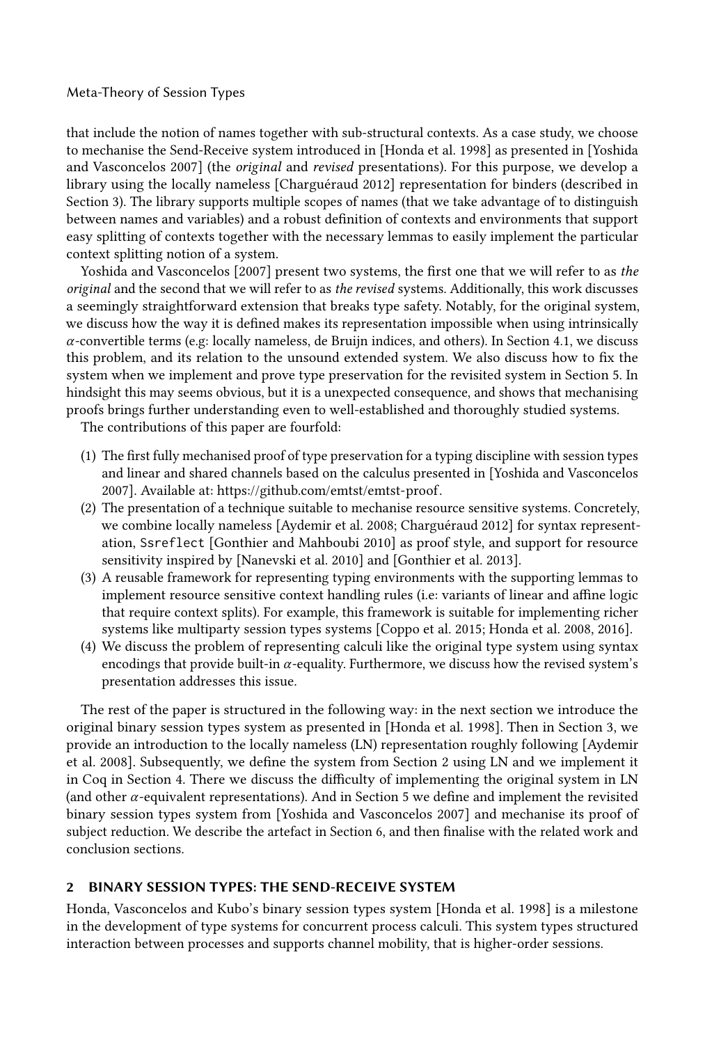that include the notion of names together with sub-structural contexts. As a case study, we choose to mechanise the Send-Receive system introduced in [Honda et al. 1998] as presented in [Yoshida and Vasconcelos 2007] (the *original* and *revised* presentations). For this purpose, we develop a library using the locally nameless [Charguéraud 2012] representation for binders (described in Section 3). The library supports multiple scopes of names (that we take advantage of to distinguish between names and variables) and a robust definition of contexts and environments that support easy splitting of contexts together with the necessary lemmas to easily implement the particular context splitting notion of a system.

Yoshida and Vasconcelos [2007] present two systems, the first one that we will refer to as *the original* and the second that we will refer to as *the revised* systems. Additionally, this work discusses a seemingly straightforward extension that breaks type safety. Notably, for the original system, we discuss how the way it is defined makes its representation impossible when using intrinsically $\alpha$-convertible terms (e.g: locally nameless, de Bruijn indices, and others). In Section 4.1, we discuss this problem, and its relation to the unsound extended system. We also discuss how to fix the system when we implement and prove type preservation for the revisited system in Section 5. In hindsight this may seems obvious, but it is a unexpected consequence, and shows that mechanising proofs brings further understanding even to well-established and thoroughly studied systems.

The contributions of this paper are fourfold:

(1) The first fully mechanised proof of type preservation for a typing discipline with session types and linear and shared channels based on the calculus presented in [Yoshida and Vasconcelos 2007]. Available at: https://github.com/emtst/emtst-proof.
(2) The presentation of a technique suitable to mechanise resource sensitive systems. Concretely, we combine locally nameless [Aydemir et al. 2008; Charguéraud 2012] for syntax representation, `Ssreflect` [Gonthier and Mahboubi 2010] as proof style, and support for resource sensitivity inspired by [Nanevski et al. 2010] and [Gonthier et al. 2013].
(3) A reusable framework for representing typing environments with the supporting lemmas to implement resource sensitive context handling rules (i.e: variants of linear and affine logic that require context splits). For example, this framework is suitable for implementing richer systems like multiparty session types systems [Coppo et al. 2015; Honda et al. 2008, 2016].
(4) We discuss the problem of representing calculi like the original type system using syntax encodings that provide built-in $\alpha$-equality. Furthermore, we discuss how the revised system's presentation addresses this issue.

The rest of the paper is structured in the following way: in the next section we introduce the original binary session types system as presented in [Honda et al. 1998]. Then in Section 3, we provide an introduction to the locally nameless (LN) representation roughly following [Aydemir et al. 2008]. Subsequently, we define the system from Section 2 using LN and we implement it in Coq in Section 4. There we discuss the difficulty of implementing the original system in LN (and other $\alpha$-equivalent representations). And in Section 5 we define and implement the revisited binary session types system from [Yoshida and Vasconcelos 2007] and mechanise its proof of subject reduction. We describe the artefact in Section 6, and then finalise with the related work and conclusion sections.

## 2 BINARY SESSION TYPES: THE SEND-RECEIVE SYSTEM

Honda, Vasconcelos and Kubo's binary session types system [Honda et al. 1998] is a milestone in the development of type systems for concurrent process calculi. This system types structured interaction between processes and supports channel mobility, that is higher-order sessions.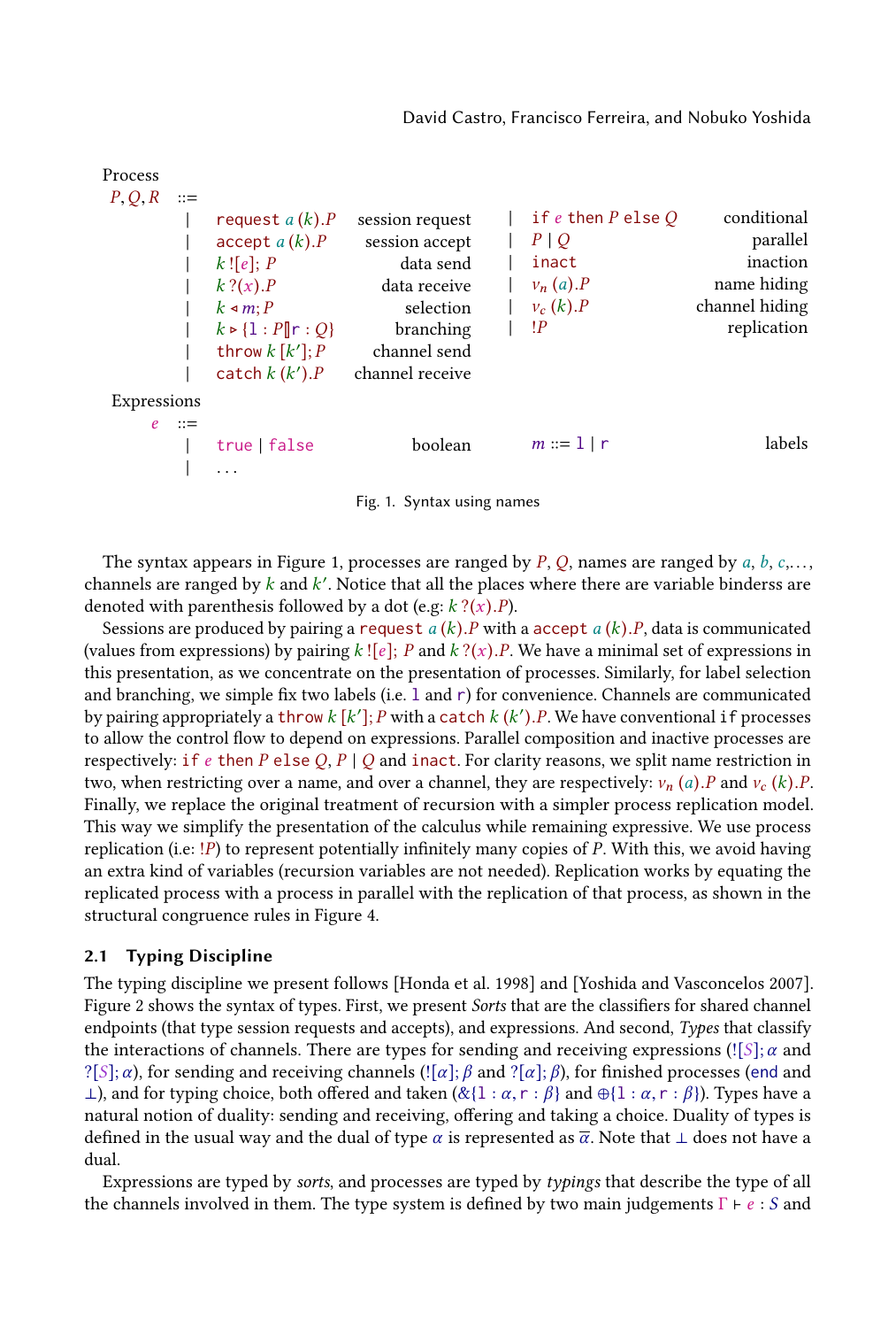Process

| | | | | | |
|---|---|---|---|---|---|
| $P, Q, R$ ::= | | | | | |
| \| | $\texttt{request}\ a\,(k).P$ | session request | \| | $\texttt{if}\ e\ \texttt{then}\ P\ \texttt{else}\ Q$ | conditional |
| \| | $\texttt{accept}\ a\,(k).P$ | session accept | \| | $P \mid Q$ | parallel |
| \| | $k\,![e];\ P$ | data send | \| | $\texttt{inact}$ | inaction |
| \| | $k\,?(x).P$ | data receive | \| | $\nu_n\,(a).P$ | name hiding |
| \| | $k \triangleleft m; P$ | selection | \| | $\nu_c\,(k).P$ | channel hiding |
| \| | $k \triangleright \{\texttt{l} : P [\!] \texttt{r} : Q\}$ | branching | \| | $!P$ | replication |
| \| | $\texttt{throw}\ k\,[k'];P$ | channel send | | | |
| \| | $\texttt{catch}\ k\,(k').P$ | channel receive | | | |

Expressions

| | | | | |
|---|---|---|---|---|
| $e$ ::= | | | | |
| \| | $\texttt{true} \mid \texttt{false}$ | boolean | $m ::= \texttt{l} \mid \texttt{r}$ | labels |
| \| | ... | | | |

Fig. 1. Syntax using names

The syntax appears in Figure 1, processes are ranged by $P$, $Q$, names are ranged by $a$, $b$, $c$,..., channels are ranged by $k$ and $k'$. Notice that all the places where there are variable binderss are denoted with parenthesis followed by a dot (e.g: $k\,?(x).P$).

Sessions are produced by pairing a $\texttt{request}\ a\,(k).P$ with a $\texttt{accept}\ a\,(k).P$, data is communicated (values from expressions) by pairing $k\,![e];\ P$ and $k\,?(x).P$. We have a minimal set of expressions in this presentation, as we concentrate on the presentation of processes. Similarly, for label selection and branching, we simple fix two labels (i.e. l and r) for convenience. Channels are communicated by pairing appropriately a $\texttt{throw}\ k\,[k'];P$ with a $\texttt{catch}\ k\,(k').P$. We have conventional if processes to allow the control flow to depend on expressions. Parallel composition and inactive processes are respectively: $\texttt{if}\ e\ \texttt{then}\ P\ \texttt{else}\ Q$, $P \mid Q$ and $\texttt{inact}$. For clarity reasons, we split name restriction in two, when restricting over a name, and over a channel, they are respectively: $\nu_n\,(a).P$ and $\nu_c\,(k).P$. Finally, we replace the original treatment of recursion with a simpler process replication model. This way we simplify the presentation of the calculus while remaining expressive. We use process replication (i.e: $!P$) to represent potentially infinitely many copies of $P$. With this, we avoid having an extra kind of variables (recursion variables are not needed). Replication works by equating the replicated process with a process in parallel with the replication of that process, as shown in the structural congruence rules in Figure 4.

### 2.1 Typing Discipline

The typing discipline we present follows [Honda et al. 1998] and [Yoshida and Vasconcelos 2007]. Figure 2 shows the syntax of types. First, we present *Sorts* that are the classifiers for shared channel endpoints (that type session requests and accepts), and expressions. And second, *Types* that classify the interactions of channels. There are types for sending and receiving expressions ($![S];\alpha$ and $?[S];\alpha$), for sending and receiving channels ($![\alpha];\beta$ and $?[\alpha];\beta$), for finished processes ($\texttt{end}$ and $\bot$), and for typing choice, both offered and taken ($\&\{\texttt{l} : \alpha, \texttt{r} : \beta\}$ and $\oplus\{\texttt{l} : \alpha, \texttt{r} : \beta\}$). Types have a natural notion of duality: sending and receiving, offering and taking a choice. Duality of types is defined in the usual way and the dual of type $\alpha$ is represented as $\overline{\alpha}$. Note that $\bot$ does not have a dual.

Expressions are typed by *sorts*, and processes are typed by *typings* that describe the type of all the channels involved in them. The type system is defined by two main judgements $\Gamma \vdash e : S$ and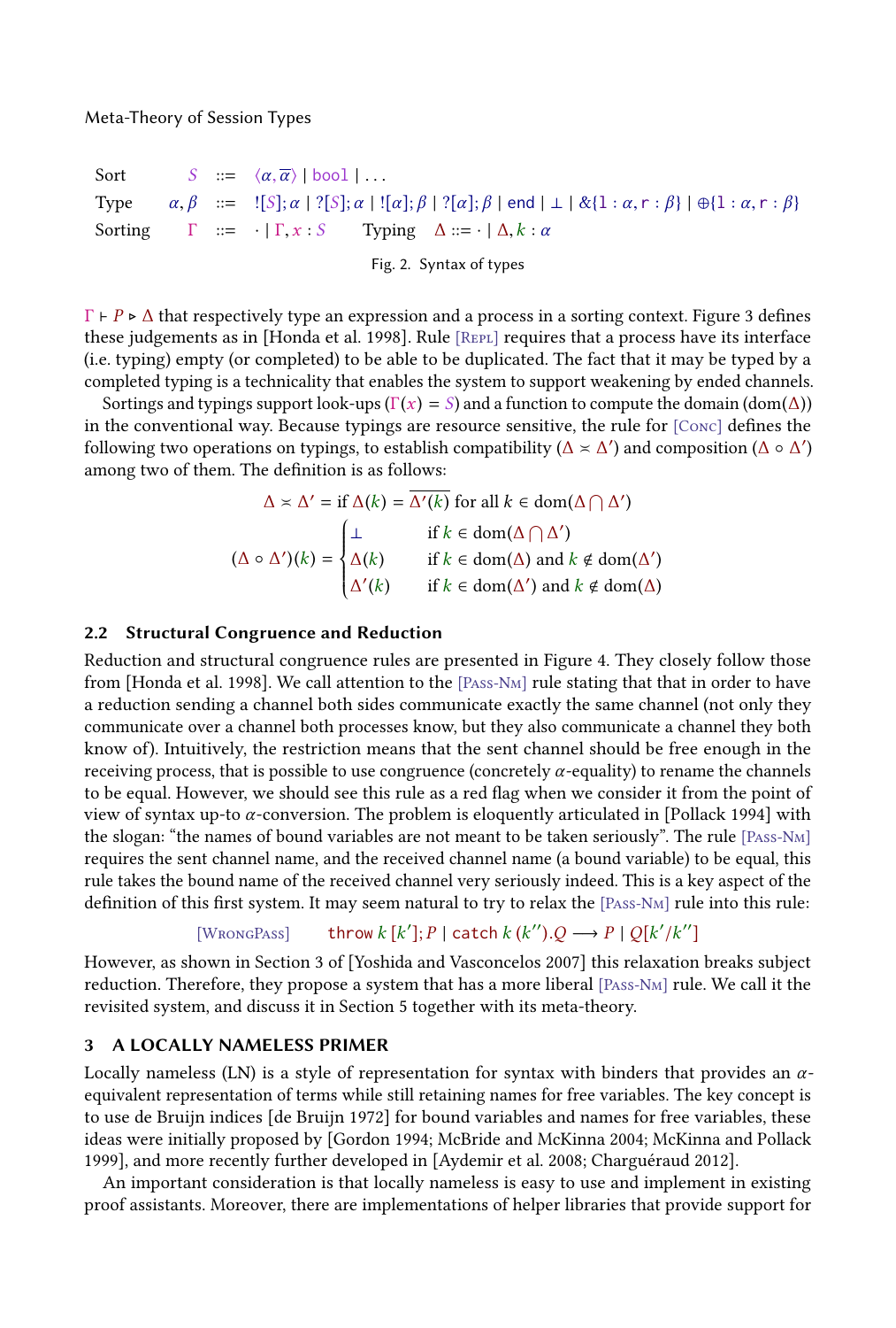| | | |
|---|---|---|
| Sort | $S$ | $::= \langle \alpha, \overline{\alpha} \rangle \mid \texttt{bool} \mid \ldots$ |
| Type | $\alpha, \beta$ | $::= \; ![S]; \alpha \mid ?[S]; \alpha \mid ![\alpha]; \beta \mid ?[\alpha]; \beta \mid \texttt{end} \mid \bot \mid \&\{\texttt{l} : \alpha, \texttt{r} : \beta\} \mid \oplus\{\texttt{l} : \alpha, \texttt{r} : \beta\}$ |
| Sorting | $\Gamma$ | $::= \cdot \mid \Gamma, x : S$ \quad Typing $\Delta ::= \cdot \mid \Delta, k : \alpha$ |

Fig. 2. Syntax of types

$\Gamma \vdash P \triangleright \Delta$ that respectively type an expression and a process in a sorting context. Figure 3 defines these judgements as in [Honda et al. 1998]. Rule [Repl] requires that a process have its interface (i.e. typing) empty (or completed) to be able to be duplicated. The fact that it may be typed by a completed typing is a technicality that enables the system to support weakening by ended channels.

Sortings and typings support look-ups ($\Gamma(x) = S$) and a function to compute the domain ($\text{dom}(\Delta)$) in the conventional way. Because typings are resource sensitive, the rule for [Conc] defines the following two operations on typings, to establish compatibility ($\Delta \asymp \Delta'$) and composition ($\Delta \circ \Delta'$) among two of them. The definition is as follows:

$$\Delta \asymp \Delta' = \text{if } \Delta(k) = \overline{\Delta'(k)} \text{ for all } k \in \text{dom}(\Delta \bigcap \Delta')$$

$$(\Delta \circ \Delta')(k) = \begin{cases} \bot & \text{if } k \in \text{dom}(\Delta \bigcap \Delta') \\ \Delta(k) & \text{if } k \in \text{dom}(\Delta) \text{ and } k \notin \text{dom}(\Delta') \\ \Delta'(k) & \text{if } k \in \text{dom}(\Delta') \text{ and } k \notin \text{dom}(\Delta) \end{cases}$$

### 2.2 Structural Congruence and Reduction

Reduction and structural congruence rules are presented in Figure 4. They closely follow those from [Honda et al. 1998]. We call attention to the [Pass-Nm] rule stating that that in order to have a reduction sending a channel both sides communicate exactly the same channel (not only they communicate over a channel both processes know, but they also communicate a channel they both know of). Intuitively, the restriction means that the sent channel should be free enough in the receiving process, that is possible to use congruence (concretely $\alpha$-equality) to rename the channels to be equal. However, we should see this rule as a red flag when we consider it from the point of view of syntax up-to $\alpha$-conversion. The problem is eloquently articulated in [Pollack 1994] with the slogan: "the names of bound variables are not meant to be taken seriously". The rule [Pass-Nm] requires the sent channel name, and the received channel name (a bound variable) to be equal, this rule takes the bound name of the received channel very seriously indeed. This is a key aspect of the definition of this first system. It may seem natural to try to relax the [Pass-Nm] rule into this rule:

$$[\text{WrongPass}] \qquad \texttt{throw}\; k\,[k']; P \mid \texttt{catch}\; k\,(k'').Q \longrightarrow P \mid Q[k'/k'']$$

However, as shown in Section 3 of [Yoshida and Vasconcelos 2007] this relaxation breaks subject reduction. Therefore, they propose a system that has a more liberal [Pass-Nm] rule. We call it the revisited system, and discuss it in Section 5 together with its meta-theory.

## 3 A LOCALLY NAMELESS PRIMER

Locally nameless (LN) is a style of representation for syntax with binders that provides an $\alpha$-equivalent representation of terms while still retaining names for free variables. The key concept is to use de Bruijn indices [de Bruijn 1972] for bound variables and names for free variables, these ideas were initially proposed by [Gordon 1994; McBride and McKinna 2004; McKinna and Pollack 1999], and more recently further developed in [Aydemir et al. 2008; Charguéraud 2012].

An important consideration is that locally nameless is easy to use and implement in existing proof assistants. Moreover, there are implementations of helper libraries that provide support for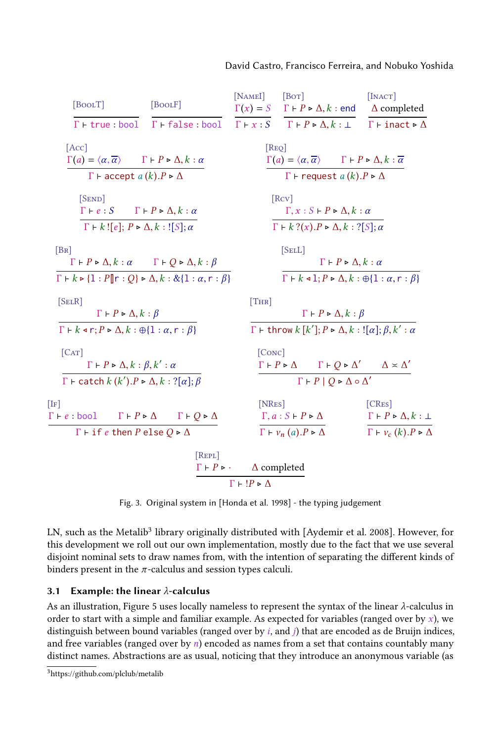$$\text{[BoolT]}\ \frac{}{\Gamma \vdash \mathsf{true} : \mathsf{bool}} \qquad \text{[BoolF]}\ \frac{}{\Gamma \vdash \mathsf{false} : \mathsf{bool}} \qquad \text{[NameI]}\ \frac{\Gamma(x) = S}{\Gamma \vdash x : S} \qquad \text{[Bot]}\ \frac{\Gamma \vdash P \triangleright \Delta, k : \mathsf{end}}{\Gamma \vdash P \triangleright \Delta, k : \bot} \qquad \text{[Inact]}\ \frac{\Delta \text{ completed}}{\Gamma \vdash \mathsf{inact} \triangleright \Delta}$$

$$\text{[Acc]}\ \frac{\Gamma(a) = \langle \alpha, \overline{\alpha} \rangle \qquad \Gamma \vdash P \triangleright \Delta, k : \alpha}{\Gamma \vdash \mathsf{accept}\ a\ (k).P \triangleright \Delta} \qquad \text{[Req]}\ \frac{\Gamma(a) = \langle \alpha, \overline{\alpha} \rangle \qquad \Gamma \vdash P \triangleright \Delta, k : \overline{\alpha}}{\Gamma \vdash \mathsf{request}\ a\ (k).P \triangleright \Delta}$$

$$\text{[Send]}\ \frac{\Gamma \vdash e : S \qquad \Gamma \vdash P \triangleright \Delta, k : \alpha}{\Gamma \vdash k\,![e];\ P \triangleright \Delta, k : ![S]; \alpha} \qquad \text{[Rcv]}\ \frac{\Gamma, x : S \vdash P \triangleright \Delta, k : \alpha}{\Gamma \vdash k\,?(x).P \triangleright \Delta, k : ?[S]; \alpha}$$

$$\text{[Br]}\ \frac{\Gamma \vdash P \triangleright \Delta, k : \alpha \qquad \Gamma \vdash Q \triangleright \Delta, k : \beta}{\Gamma \vdash k \triangleright \{\mathtt{l} : P [\!] \mathtt{r} : Q\} \triangleright \Delta, k : \&\{\mathtt{l} : \alpha, \mathtt{r} : \beta\}} \qquad \text{[SelL]}\ \frac{\Gamma \vdash P \triangleright \Delta, k : \alpha}{\Gamma \vdash k \triangleleft \mathtt{l}; P \triangleright \Delta, k : \oplus\{\mathtt{l} : \alpha, \mathtt{r} : \beta\}}$$

$$\text{[SelR]}\ \frac{\Gamma \vdash P \triangleright \Delta, k : \beta}{\Gamma \vdash k \triangleleft \mathtt{r}; P \triangleright \Delta, k : \oplus\{\mathtt{l} : \alpha, \mathtt{r} : \beta\}} \qquad \text{[Thr]}\ \frac{\Gamma \vdash P \triangleright \Delta, k : \beta}{\Gamma \vdash \mathsf{throw}\ k\,[k'];\ P \triangleright \Delta, k : ![\alpha]; \beta, k' : \alpha}$$

$$\text{[Cat]}\ \frac{\Gamma \vdash P \triangleright \Delta, k : \beta, k' : \alpha}{\Gamma \vdash \mathsf{catch}\ k\,(k').P \triangleright \Delta, k : ?[\alpha]; \beta} \qquad \text{[Conc]}\ \frac{\Gamma \vdash P \triangleright \Delta \qquad \Gamma \vdash Q \triangleright \Delta' \qquad \Delta \asymp \Delta'}{\Gamma \vdash P \mid Q \triangleright \Delta \circ \Delta'}$$

$$\text{[If]}\ \frac{\Gamma \vdash e : \mathsf{bool} \qquad \Gamma \vdash P \triangleright \Delta \qquad \Gamma \vdash Q \triangleright \Delta}{\Gamma \vdash \mathsf{if}\ e\ \mathsf{then}\ P\ \mathsf{else}\ Q \triangleright \Delta} \qquad \text{[NRes]}\ \frac{\Gamma, a : S \vdash P \triangleright \Delta}{\Gamma \vdash \nu_n\,(a).P \triangleright \Delta} \qquad \text{[CRes]}\ \frac{\Gamma \vdash P \triangleright \Delta, k : \bot}{\Gamma \vdash \nu_c\,(k).P \triangleright \Delta}$$

$$\text{[Repl]}\ \frac{\Gamma \vdash P \triangleright \cdot \qquad \Delta \text{ completed}}{\Gamma \vdash\ !P \triangleright \Delta}$$

Fig. 3. Original system in [Honda et al. 1998] - the typing judgement

LN, such as the Metalib[3] library originally distributed with [Aydemir et al. 2008]. However, for this development we roll out our own implementation, mostly due to the fact that we use several disjoint nominal sets to draw names from, with the intention of separating the different kinds of binders present in the $\pi$-calculus and session types calculi.

### 3.1 Example: the linear $\lambda$-calculus

As an illustration, Figure 5 uses locally nameless to represent the syntax of the linear $\lambda$-calculus in order to start with a simple and familiar example. As expected for variables (ranged over by $x$), we distinguish between bound variables (ranged over by $i$, and $j$) that are encoded as de Bruijn indices, and free variables (ranged over by $n$) encoded as names from a set that contains countably many distinct names. Abstractions are as usual, noticing that they introduce an anonymous variable (as

[3] https://github.com/plclub/metalib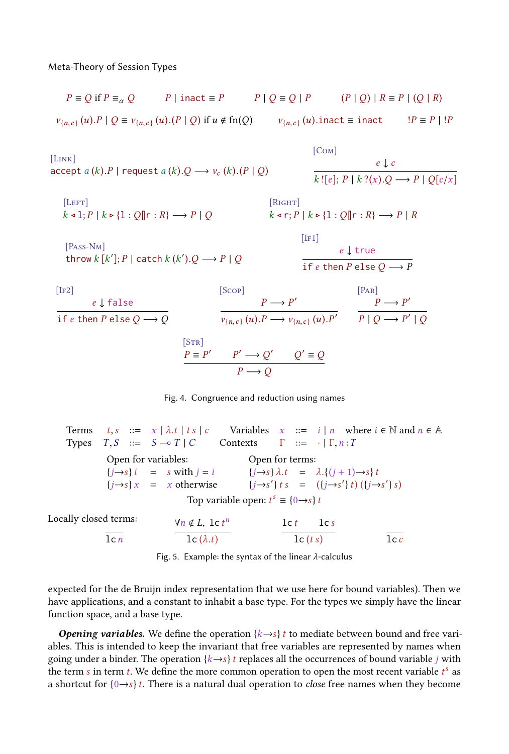$$P \equiv Q \text{ if } P \equiv_\alpha Q \qquad P \mid \texttt{inact} \equiv P \qquad P \mid Q \equiv Q \mid P \qquad (P \mid Q) \mid R \equiv P \mid (Q \mid R)$$

$$\nu_{\{n,c\}}\,(u).P \mid Q \equiv \nu_{\{n,c\}}\,(u).(P \mid Q) \text{ if } u \notin \text{fn}(Q) \qquad \nu_{\{n,c\}}\,(u).\texttt{inact} \equiv \texttt{inact} \qquad !P \equiv P \mid !P$$

[Link]
$$\texttt{accept}\ a\,(k).P \mid \texttt{request}\ a\,(k).Q \longrightarrow \nu_c\,(k).(P \mid Q)$$

[Com]
$$\frac{e \downarrow c}{k\,![e];\,P \mid k\,?(x).Q \longrightarrow P \mid Q[c/x]}$$

[Left]
$$k \triangleleft \texttt{l};P \mid k \triangleright \{\texttt{l} : Q [\!] \texttt{r} : R\} \longrightarrow P \mid Q$$

[Right]
$$k \triangleleft \texttt{r};P \mid k \triangleright \{\texttt{l} : Q [\!] \texttt{r} : R\} \longrightarrow P \mid R$$

[Pass-Nm]
$$\texttt{throw}\ k\,[k'];P \mid \texttt{catch}\ k\,(k').Q \longrightarrow P \mid Q$$

[If1]
$$\frac{e \downarrow \texttt{true}}{\texttt{if}\ e\ \texttt{then}\ P\ \texttt{else}\ Q \longrightarrow P}$$

[If2]
$$\frac{e \downarrow \texttt{false}}{\texttt{if}\ e\ \texttt{then}\ P\ \texttt{else}\ Q \longrightarrow Q}$$

[Scop]
$$\frac{P \longrightarrow P'}{\nu_{\{n,c\}}\,(u).P \longrightarrow \nu_{\{n,c\}}\,(u).P'}$$

[Par]
$$\frac{P \longrightarrow P'}{P \mid Q \longrightarrow P' \mid Q}$$

[Str]
$$\frac{P \equiv P' \qquad P' \longrightarrow Q' \qquad Q' \equiv Q}{P \longrightarrow Q}$$

Fig. 4. Congruence and reduction using names

| | | | | | | |
|---|---|---|---|---|---|---|
| Terms | $t, s$ | $::=$ | $x \mid \lambda.t \mid t\,s \mid c$ | Variables | $x$ | $::= \; i \mid n$ where $i \in \mathbb{N}$ and $n \in \mathbb{A}$ |
| Types | $T, S$ | $::=$ | $S \multimap T \mid C$ | Contexts | $\Gamma$ | $::= \; \cdot \mid \Gamma, n : T$ |

Open for variables:

$$\{j{\to}s\}\,i \;=\; s \text{ with } j = i \qquad \{j{\to}s\}\,x \;=\; x \text{ otherwise}$$

Open for terms:

$$\{j{\to}s\}\,\lambda.t \;=\; \lambda.\{(j+1){\to}s\}\,t \qquad \{j{\to}s'\}\,t\,s \;=\; (\{j{\to}s'\}\,t)\,(\{j{\to}s'\}\,s)$$

Top variable open: $t^s \equiv \{0{\to}s\}\,t$

Locally closed terms:

$$\frac{}{\texttt{lc}\ n} \qquad \frac{\forall n \notin L,\ \texttt{lc}\ t^n}{\texttt{lc}\ (\lambda.t)} \qquad \frac{\texttt{lc}\ t \qquad \texttt{lc}\ s}{\texttt{lc}\ (t\,s)} \qquad \frac{}{\texttt{lc}\ c}$$

Fig. 5. Example: the syntax of the linear $\lambda$-calculus

expected for the de Bruijn index representation that we use here for bound variables). Then we have applications, and a constant to inhabit a base type. For the types we simply have the linear function space, and a base type.

***Opening variables.*** We define the operation $\{k{\to}s\}\,t$ to mediate between bound and free variables. This is intended to keep the invariant that free variables are represented by names when going under a binder. The operation $\{k{\to}s\}\,t$ replaces all the occurrences of bound variable $j$ with the term $s$ in term $t$. We define the more common operation to open the most recent variable $t^s$ as a shortcut for $\{0{\to}s\}\,t$. There is a natural dual operation to *close* free names when they become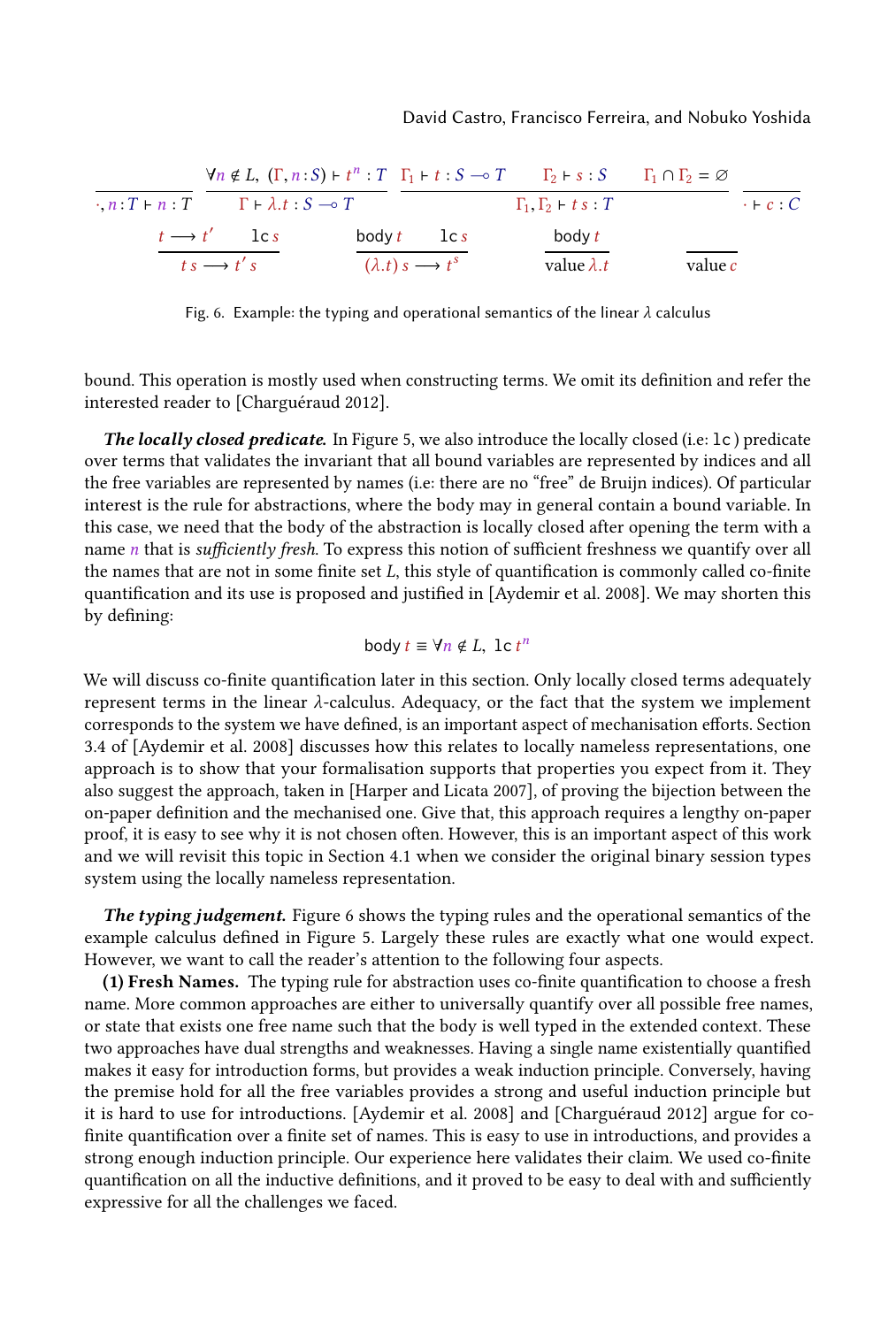$$\frac{}{\cdot, n : T \vdash n : T} \qquad \frac{\forall n \notin L,\ (\Gamma, n : S) \vdash t^n : T}{\Gamma \vdash \lambda.t : S \multimap T} \qquad \frac{\Gamma_1 \vdash t : S \multimap T \qquad \Gamma_2 \vdash s : S \qquad \Gamma_1 \cap \Gamma_2 = \varnothing}{\Gamma_1, \Gamma_2 \vdash t\ s : T} \qquad \frac{}{\cdot \vdash c : C}$$

$$\frac{t \longrightarrow t' \qquad \mathtt{lc}\ s}{t\ s \longrightarrow t'\ s} \qquad \frac{\mathsf{body}\ t \qquad \mathtt{lc}\ s}{(\lambda.t)\ s \longrightarrow t^s} \qquad \frac{\mathsf{body}\ t}{\mathsf{value}\ \lambda.t} \qquad \frac{}{\mathsf{value}\ c}$$

Fig. 6. Example: the typing and operational semantics of the linear $\lambda$ calculus

bound. This operation is mostly used when constructing terms. We omit its definition and refer the interested reader to [Charguéraud 2012].

***The locally closed predicate.*** In Figure 5, we also introduce the locally closed (i.e: `lc`) predicate over terms that validates the invariant that all bound variables are represented by indices and all the free variables are represented by names (i.e: there are no "free" de Bruijn indices). Of particular interest is the rule for abstractions, where the body may in general contain a bound variable. In this case, we need that the body of the abstraction is locally closed after opening the term with a name $n$ that is *sufficiently fresh*. To express this notion of sufficient freshness we quantify over all the names that are not in some finite set $L$, this style of quantification is commonly called co-finite quantification and its use is proposed and justified in [Aydemir et al. 2008]. We may shorten this by defining:

$$\mathsf{body}\ t \equiv \forall n \notin L,\ \mathtt{lc}\ t^n$$

We will discuss co-finite quantification later in this section. Only locally closed terms adequately represent terms in the linear $\lambda$-calculus. Adequacy, or the fact that the system we implement corresponds to the system we have defined, is an important aspect of mechanisation efforts. Section 3.4 of [Aydemir et al. 2008] discusses how this relates to locally nameless representations, one approach is to show that your formalisation supports that properties you expect from it. They also suggest the approach, taken in [Harper and Licata 2007], of proving the bijection between the on-paper definition and the mechanised one. Give that, this approach requires a lengthy on-paper proof, it is easy to see why it is not chosen often. However, this is an important aspect of this work and we will revisit this topic in Section 4.1 when we consider the original binary session types system using the locally nameless representation.

***The typing judgement.*** Figure 6 shows the typing rules and the operational semantics of the example calculus defined in Figure 5. Largely these rules are exactly what one would expect. However, we want to call the reader's attention to the following four aspects.

**(1) Fresh Names.** The typing rule for abstraction uses co-finite quantification to choose a fresh name. More common approaches are either to universally quantify over all possible free names, or state that exists one free name such that the body is well typed in the extended context. These two approaches have dual strengths and weaknesses. Having a single name existentially quantified makes it easy for introduction forms, but provides a weak induction principle. Conversely, having the premise hold for all the free variables provides a strong and useful induction principle but it is hard to use for introductions. [Aydemir et al. 2008] and [Charguéraud 2012] argue for co-finite quantification over a finite set of names. This is easy to use in introductions, and provides a strong enough induction principle. Our experience here validates their claim. We used co-finite quantification on all the inductive definitions, and it proved to be easy to deal with and sufficiently expressive for all the challenges we faced.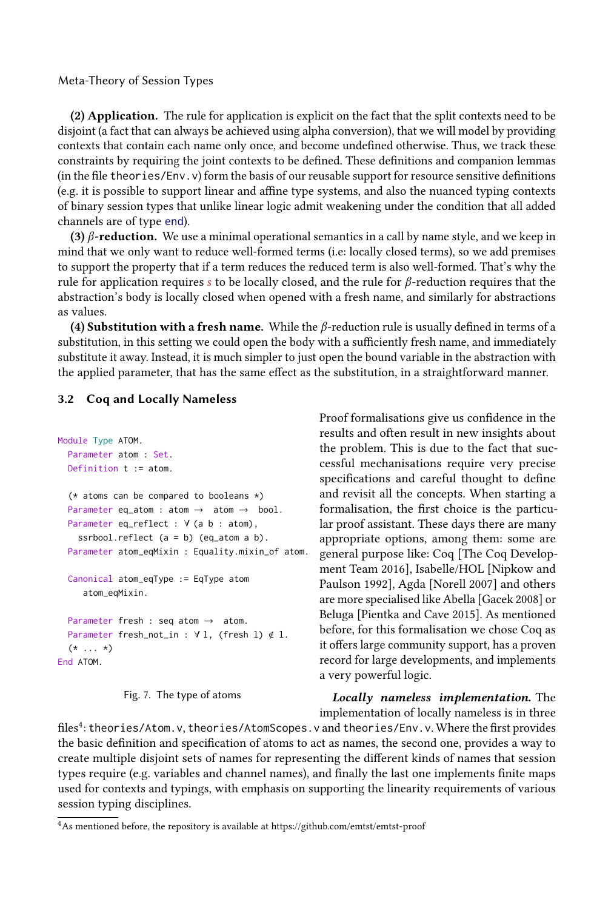**(2) Application.** The rule for application is explicit on the fact that the split contexts need to be disjoint (a fact that can always be achieved using alpha conversion), that we will model by providing contexts that contain each name only once, and become undefined otherwise. Thus, we track these constraints by requiring the joint contexts to be defined. These definitions and companion lemmas (in the file `theories/Env.v`) form the basis of our reusable support for resource sensitive definitions (e.g. it is possible to support linear and affine type systems, and also the nuanced typing contexts of binary session types that unlike linear logic admit weakening under the condition that all added channels are of type end).

**(3) $\beta$-reduction.** We use a minimal operational semantics in a call by name style, and we keep in mind that we only want to reduce well-formed terms (i.e: locally closed terms), so we add premises to support the property that if a term reduces the reduced term is also well-formed. That's why the rule for application requires $s$ to be locally closed, and the rule for $\beta$-reduction requires that the abstraction's body is locally closed when opened with a fresh name, and similarly for abstractions as values.

**(4) Substitution with a fresh name.** While the $\beta$-reduction rule is usually defined in terms of a substitution, in this setting we could open the body with a sufficiently fresh name, and immediately substitute it away. Instead, it is much simpler to just open the bound variable in the abstraction with the applied parameter, that has the same effect as the substitution, in a straightforward manner.

### 3.2 Coq and Locally Nameless

```
Module Type ATOM.
  Parameter atom : Set.
  Definition t := atom.

  (* atoms can be compared to booleans *)
  Parameter eq_atom : atom → atom → bool.
  Parameter eq_reflect : ∀ (a b : atom),
    ssrbool.reflect (a = b) (eq_atom a b).
  Parameter atom_eqMixin : Equality.mixin_of atom.

  Canonical atom_eqType := EqType atom
     atom_eqMixin.

  Parameter fresh : seq atom → atom.
  Parameter fresh_not_in : ∀ l, (fresh l) ∉ l.
  (* ... *)
End ATOM.
```

Fig. 7. The type of atoms

Proof formalisations give us confidence in the results and often result in new insights about the problem. This is due to the fact that successful mechanisations require very precise specifications and careful thought to define and revisit all the concepts. When starting a formalisation, the first choice is the particular proof assistant. These days there are many appropriate options, among them: some are general purpose like: Coq [The Coq Development Team 2016], Isabelle/HOL [Nipkow and Paulson 1992], Agda [Norell 2007] and others are more specialised like Abella [Gacek 2008] or Beluga [Pientka and Cave 2015]. As mentioned before, for this formalisation we chose Coq as it offers large community support, has a proven record for large developments, and implements a very powerful logic.

***Locally nameless implementation.*** The implementation of locally nameless is in three files[4]: `theories/Atom.v`, `theories/AtomScopes.v` and `theories/Env.v`. Where the first provides the basic definition and specification of atoms to act as names, the second one, provides a way to create multiple disjoint sets of names for representing the different kinds of names that session types require (e.g. variables and channel names), and finally the last one implements finite maps used for contexts and typings, with emphasis on supporting the linearity requirements of various session typing disciplines.

[4] As mentioned before, the repository is available at https://github.com/emtst/emtst-proof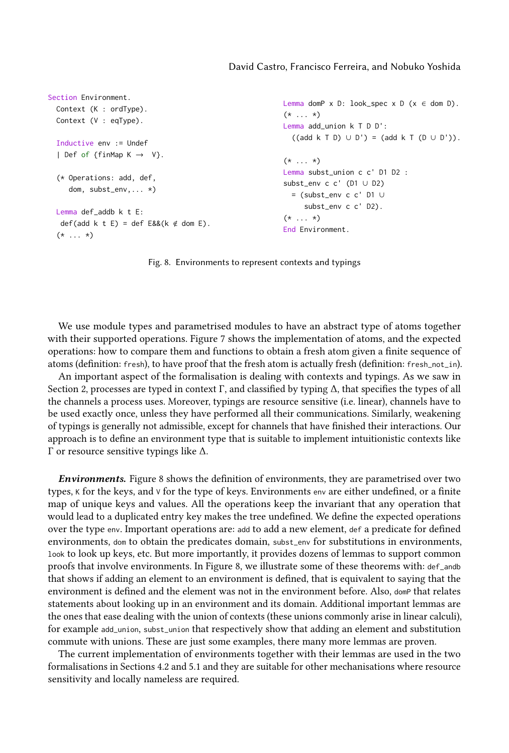```
Section Environment.
  Context (K : ordType).
  Context (V : eqType).

  Inductive env := Undef
  | Def of {finMap K →  V}.

  (* Operations: add, def,
     dom, subst_env,... *)

  Lemma def_addb k t E:
   def(add k t E) = def E&&(k ∉ dom E).
  (* ... *)

Lemma domP x D: look_spec x D (x ∈ dom D).
(* ... *)
Lemma add_union k T D D':
  ((add k T D) ∪ D') = (add k T (D ∪ D')).

(* ... *)
Lemma subst_union c c' D1 D2 :
subst_env c c' (D1 ∪ D2)
  = (subst_env c c' D1 ∪
     subst_env c c' D2).
(* ... *)
End Environment.
```

Fig. 8. Environments to represent contexts and typings

We use module types and parametrised modules to have an abstract type of atoms together with their supported operations. Figure 7 shows the implementation of atoms, and the expected operations: how to compare them and functions to obtain a fresh atom given a finite sequence of atoms (definition: `fresh`), to have proof that the fresh atom is actually fresh (definition: `fresh_not_in`).

An important aspect of the formalisation is dealing with contexts and typings. As we saw in Section 2, processes are typed in context Γ, and classified by typing Δ, that specifies the types of all the channels a process uses. Moreover, typings are resource sensitive (i.e. linear), channels have to be used exactly once, unless they have performed all their communications. Similarly, weakening of typings is generally not admissible, except for channels that have finished their interactions. Our approach is to define an environment type that is suitable to implement intuitionistic contexts like Γ or resource sensitive typings like Δ.

***Environments.*** Figure 8 shows the definition of environments, they are parametrised over two types, `K` for the keys, and `V` for the type of keys. Environments `env` are either undefined, or a finite map of unique keys and values. All the operations keep the invariant that any operation that would lead to a duplicated entry key makes the tree undefined. We define the expected operations over the type `env`. Important operations are: `add` to add a new element, `def` a predicate for defined environments, `dom` to obtain the predicates domain, `subst_env` for substitutions in environments, `look` to look up keys, etc. But more importantly, it provides dozens of lemmas to support common proofs that involve environments. In Figure 8, we illustrate some of these theorems with: `def_andb` that shows if adding an element to an environment is defined, that is equivalent to saying that the environment is defined and the element was not in the environment before. Also, `domP` that relates statements about looking up in an environment and its domain. Additional important lemmas are the ones that ease dealing with the union of contexts (these unions commonly arise in linear calculi), for example `add_union`, `subst_union` that respectively show that adding an element and substitution commute with unions. These are just some examples, there many more lemmas are proven.

The current implementation of environments together with their lemmas are used in the two formalisations in Sections 4.2 and 5.1 and they are suitable for other mechanisations where resource sensitivity and locally nameless are required.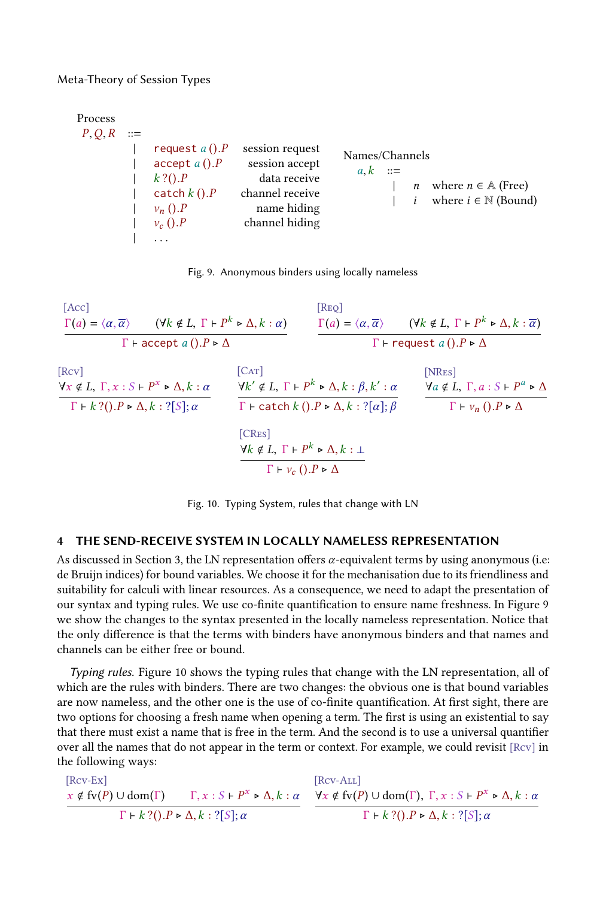Process

$$
\begin{array}{rcll}
P, Q, R & ::= & & \\
& | & \texttt{request}\ a\,().P & \text{session request} \\
& | & \texttt{accept}\ a\,().P & \text{session accept} \\
& | & k\,?().P & \text{data receive} \\
& | & \texttt{catch}\ k\,().P & \text{channel receive} \\
& | & \nu_n\,().P & \text{name hiding} \\
& | & \nu_c\,().P & \text{channel hiding} \\
& | & \ldots &
\end{array}
$$

Names/Channels

$$
\begin{array}{rcll}
a, k & ::= & & \\
& | & n & \text{where } n \in \mathbb{A} \text{ (Free)} \\
& | & i & \text{where } i \in \mathbb{N} \text{ (Bound)}
\end{array}
$$

Fig. 9. Anonymous binders using locally nameless

[Acc]
$$\frac{\Gamma(a) = \langle \alpha, \overline{\alpha} \rangle \qquad (\forall k \notin L,\ \Gamma \vdash P^k \triangleright \Delta, k : \alpha)}{\Gamma \vdash \texttt{accept}\ a\,().P \triangleright \Delta}$$

[Req]
$$\frac{\Gamma(a) = \langle \alpha, \overline{\alpha} \rangle \qquad (\forall k \notin L,\ \Gamma \vdash P^k \triangleright \Delta, k : \overline{\alpha})}{\Gamma \vdash \texttt{request}\ a\,().P \triangleright \Delta}$$

[Rcv]
$$\frac{\forall x \notin L,\ \Gamma, x : S \vdash P^x \triangleright \Delta, k : \alpha}{\Gamma \vdash k\,?().P \triangleright \Delta, k : ?[S]; \alpha}$$

[Cat]
$$\frac{\forall k' \notin L,\ \Gamma \vdash P^k \triangleright \Delta, k : \beta, k' : \alpha}{\Gamma \vdash \texttt{catch}\ k\,().P \triangleright \Delta, k : ?[\alpha]; \beta}$$

[NRes]
$$\frac{\forall a \notin L,\ \Gamma, a : S \vdash P^a \triangleright \Delta}{\Gamma \vdash \nu_n\,().P \triangleright \Delta}$$

[CRes]
$$\frac{\forall k \notin L,\ \Gamma \vdash P^k \triangleright \Delta, k : \bot}{\Gamma \vdash \nu_c\,().P \triangleright \Delta}$$

Fig. 10. Typing System, rules that change with LN

## 4 THE SEND-RECEIVE SYSTEM IN LOCALLY NAMELESS REPRESENTATION

As discussed in Section 3, the LN representation offers $\alpha$-equivalent terms by using anonymous (i.e: de Bruijn indices) for bound variables. We choose it for the mechanisation due to its friendliness and suitability for calculi with linear resources. As a consequence, we need to adapt the presentation of our syntax and typing rules. We use co-finite quantification to ensure name freshness. In Figure 9 we show the changes to the syntax presented in the locally nameless representation. Notice that the only difference is that the terms with binders have anonymous binders and that names and channels can be either free or bound.

*Typing rules.* Figure 10 shows the typing rules that change with the LN representation, all of which are the rules with binders. There are two changes: the obvious one is that bound variables are now nameless, and the other one is the use of co-finite quantification. At first sight, there are two options for choosing a fresh name when opening a term. The first is using an existential to say that there must exist a name that is free in the term. And the second is to use a universal quantifier over all the names that do not appear in the term or context. For example, we could revisit [Rcv] in the following ways:

[Rcv-Ex]
$$\frac{x \notin \mathrm{fv}(P) \cup \mathrm{dom}(\Gamma) \qquad \Gamma, x : S \vdash P^x \triangleright \Delta, k : \alpha}{\Gamma \vdash k\,?().P \triangleright \Delta, k : ?[S]; \alpha}$$

[Rcv-All]
$$\frac{\forall x \notin \mathrm{fv}(P) \cup \mathrm{dom}(\Gamma),\ \Gamma, x : S \vdash P^x \triangleright \Delta, k : \alpha}{\Gamma \vdash k\,?().P \triangleright \Delta, k : ?[S]; \alpha}$$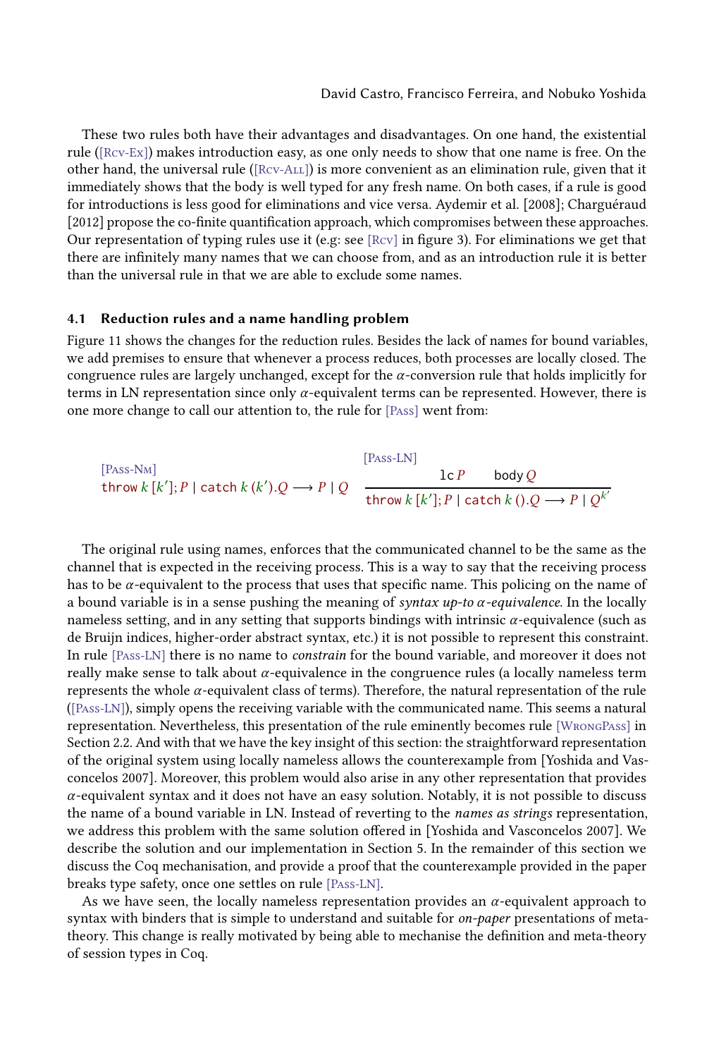These two rules both have their advantages and disadvantages. On one hand, the existential rule ([Rcv-Ex]) makes introduction easy, as one only needs to show that one name is free. On the other hand, the universal rule ([Rcv-All]) is more convenient as an elimination rule, given that it immediately shows that the body is well typed for any fresh name. On both cases, if a rule is good for introductions is less good for eliminations and vice versa. Aydemir et al. [2008]; Charguéraud [2012] propose the co-finite quantification approach, which compromises between these approaches. Our representation of typing rules use it (e.g: see [Rcv] in figure 3). For eliminations we get that there are infinitely many names that we can choose from, and as an introduction rule it is better than the universal rule in that we are able to exclude some names.

### 4.1 Reduction rules and a name handling problem

Figure 11 shows the changes for the reduction rules. Besides the lack of names for bound variables, we add premises to ensure that whenever a process reduces, both processes are locally closed. The congruence rules are largely unchanged, except for the $\alpha$-conversion rule that holds implicitly for terms in LN representation since only $\alpha$-equivalent terms can be represented. However, there is one more change to call our attention to, the rule for [Pass] went from:

$$\text{[Pass-Nm]}\quad \mathtt{throw}\ k\,[k'];P \mid \mathtt{catch}\ k\,(k').Q \longrightarrow P \mid Q \qquad \text{[Pass-LN]}\quad \frac{\mathtt{lc}\ P \qquad \mathtt{body}\ Q}{\mathtt{throw}\ k\,[k'];P \mid \mathtt{catch}\ k\,().Q \longrightarrow P \mid Q^{k'}}$$

The original rule using names, enforces that the communicated channel to be the same as the channel that is expected in the receiving process. This is a way to say that the receiving process has to be $\alpha$-equivalent to the process that uses that specific name. This policing on the name of a bound variable is in a sense pushing the meaning of *syntax up-to $\alpha$-equivalence*. In the locally nameless setting, and in any setting that supports bindings with intrinsic $\alpha$-equivalence (such as de Bruijn indices, higher-order abstract syntax, etc.) it is not possible to represent this constraint. In rule [Pass-LN] there is no name to *constrain* for the bound variable, and moreover it does not really make sense to talk about $\alpha$-equivalence in the congruence rules (a locally nameless term represents the whole $\alpha$-equivalent class of terms). Therefore, the natural representation of the rule ([Pass-LN]), simply opens the receiving variable with the communicated name. This seems a natural representation. Nevertheless, this presentation of the rule eminently becomes rule [WrongPass] in Section 2.2. And with that we have the key insight of this section: the straightforward representation of the original system using locally nameless allows the counterexample from [Yoshida and Vasconcelos 2007]. Moreover, this problem would also arise in any other representation that provides $\alpha$-equivalent syntax and it does not have an easy solution. Notably, it is not possible to discuss the name of a bound variable in LN. Instead of reverting to the *names as strings* representation, we address this problem with the same solution offered in [Yoshida and Vasconcelos 2007]. We describe the solution and our implementation in Section 5. In the remainder of this section we discuss the Coq mechanisation, and provide a proof that the counterexample provided in the paper breaks type safety, once one settles on rule [Pass-LN].

As we have seen, the locally nameless representation provides an $\alpha$-equivalent approach to syntax with binders that is simple to understand and suitable for *on-paper* presentations of meta-theory. This change is really motivated by being able to mechanise the definition and meta-theory of session types in Coq.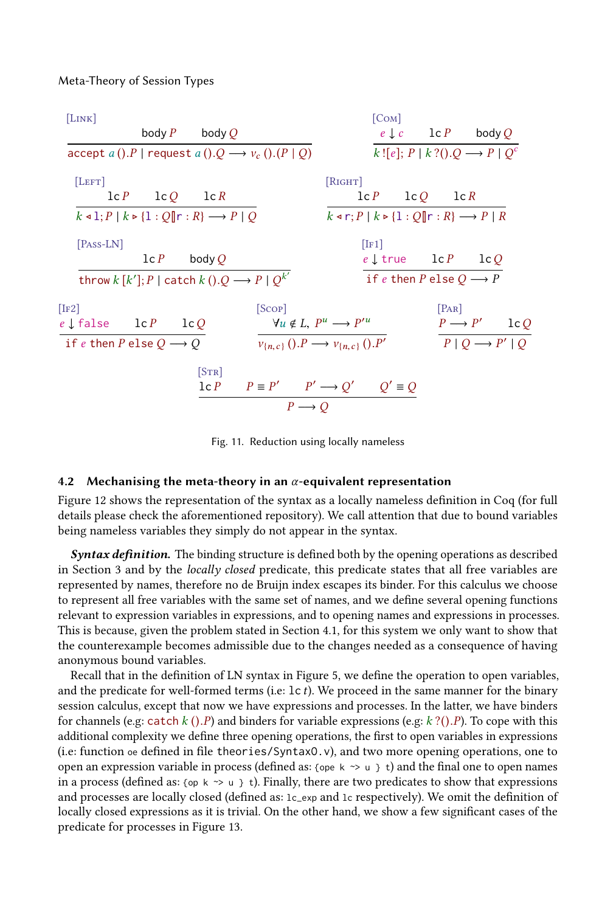$$\frac{\mathsf{body}\ P \qquad \mathsf{body}\ Q}{\mathsf{accept}\ a\ ().P \mid \mathsf{request}\ a\ ().Q \longrightarrow \nu_c\ ().(P \mid Q)}\ \text{[Link]}$$

$$\frac{e \downarrow c \qquad \mathsf{lc}\ P \qquad \mathsf{body}\ Q}{k\ ![e];\ P \mid k\ ?().Q \longrightarrow P \mid Q^c}\ \text{[Com]}$$

$$\frac{\mathsf{lc}\ P \qquad \mathsf{lc}\ Q \qquad \mathsf{lc}\ R}{k \triangleleft \mathtt{l}; P \mid k \triangleright \{\mathtt{l} : Q \| \mathtt{r} : R\} \longrightarrow P \mid Q}\ \text{[Left]}$$

$$\frac{\mathsf{lc}\ P \qquad \mathsf{lc}\ Q \qquad \mathsf{lc}\ R}{k \triangleleft \mathtt{r}; P \mid k \triangleright \{\mathtt{l} : Q \| \mathtt{r} : R\} \longrightarrow P \mid R}\ \text{[Right]}$$

$$\frac{\mathsf{lc}\ P \qquad \mathsf{body}\ Q}{\mathsf{throw}\ k\ [k'];\ P \mid \mathsf{catch}\ k\ ().Q \longrightarrow P \mid Q^{k'}}\ \text{[Pass-LN]}$$

$$\frac{e \downarrow \mathsf{true} \qquad \mathsf{lc}\ P \qquad \mathsf{lc}\ Q}{\mathsf{if}\ e\ \mathsf{then}\ P\ \mathsf{else}\ Q \longrightarrow P}\ \text{[If1]}$$

$$\frac{e \downarrow \mathsf{false} \qquad \mathsf{lc}\ P \qquad \mathsf{lc}\ Q}{\mathsf{if}\ e\ \mathsf{then}\ P\ \mathsf{else}\ Q \longrightarrow Q}\ \text{[If2]}$$

$$\frac{\forall u \notin L,\ P^u \longrightarrow P'^u}{\nu_{\{n,c\}}\ ().P \longrightarrow \nu_{\{n,c\}}\ ().P'}\ \text{[Scop]}$$

$$\frac{P \longrightarrow P' \qquad \mathsf{lc}\ Q}{P \mid Q \longrightarrow P' \mid Q}\ \text{[Par]}$$

$$\frac{\mathsf{lc}\ P \qquad P \equiv P' \qquad P' \longrightarrow Q' \qquad Q' \equiv Q}{P \longrightarrow Q}\ \text{[Str]}$$

Fig. 11. Reduction using locally nameless

## 4.2 Mechanising the meta-theory in an $\alpha$-equivalent representation

Figure 12 shows the representation of the syntax as a locally nameless definition in Coq (for full details please check the aforementioned repository). We call attention that due to bound variables being nameless variables they simply do not appear in the syntax.

***Syntax definition.*** The binding structure is defined both by the opening operations as described in Section 3 and by the *locally closed* predicate, this predicate states that all free variables are represented by names, therefore no de Bruijn index escapes its binder. For this calculus we choose to represent all free variables with the same set of names, and we define several opening functions relevant to expression variables in expressions, and to opening names and expressions in processes. This is because, given the problem stated in Section 4.1, for this system we only want to show that the counterexample becomes admissible due to the changes needed as a consequence of having anonymous bound variables.

Recall that in the definition of LN syntax in Figure 5, we define the operation to open variables, and the predicate for well-formed terms (i.e: $\mathsf{lc}\ t$). We proceed in the same manner for the binary session calculus, except that now we have expressions and processes. In the latter, we have binders for channels (e.g: $\mathsf{catch}\ k\ ().P$) and binders for variable expressions (e.g: $k\ ?().P$). To cope with this additional complexity we define three opening operations, the first to open variables in expressions (i.e: function `oe` defined in file `theories/SyntaxO.v`), and two more opening operations, one to open an expression variable in process (defined as: `{ope k ~> u } t`) and the final one to open names in a process (defined as: `{op k ~> u } t`). Finally, there are two predicates to show that expressions and processes are locally closed (defined as: `lc_exp` and `lc` respectively). We omit the definition of locally closed expressions as it is trivial. On the other hand, we show a few significant cases of the predicate for processes in Figure 13.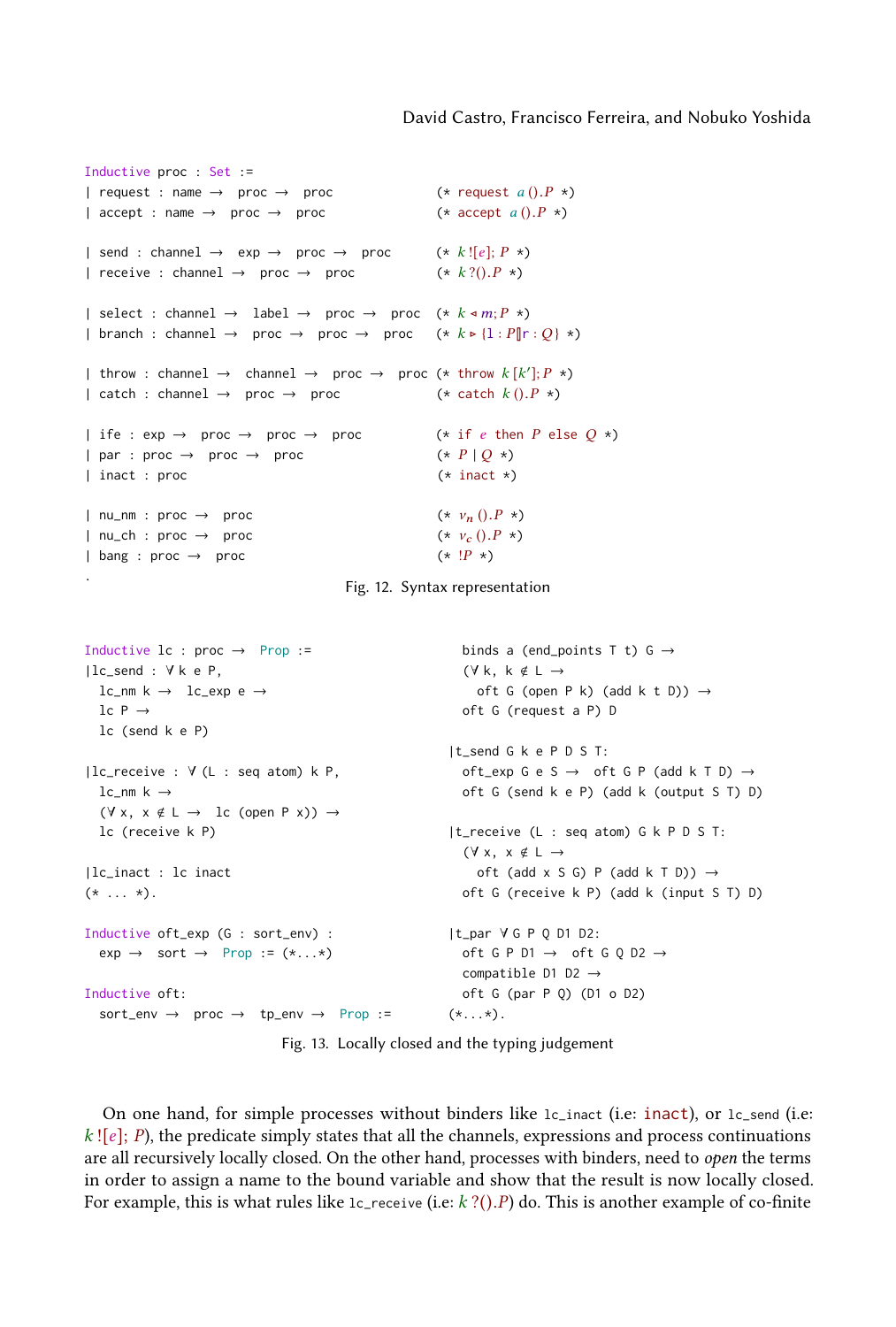```
Inductive proc : Set :=
| request : name → proc → proc              (* request a ().P *)
| accept : name → proc → proc               (* accept a ().P *)

| send : channel → exp → proc → proc        (* k ![e]; P *)
| receive : channel → proc → proc           (* k ?().P *)

| select : channel → label → proc → proc    (* k ◁ m; P *)
| branch : channel → proc → proc → proc     (* k ▷ {l : P ‖ r : Q} *)

| throw : channel → channel → proc → proc   (* throw k [k']; P *)
| catch : channel → proc → proc             (* catch k ().P *)

| ife : exp → proc → proc → proc            (* if e then P else Q *)
| par : proc → proc → proc                  (* P | Q *)
| inact : proc                              (* inact *)

| nu_nm : proc → proc                       (* ν_n ().P *)
| nu_ch : proc → proc                       (* ν_c ().P *)
| bang : proc → proc                        (* !P *)
.
```

Fig. 12. Syntax representation

```
Inductive lc : proc → Prop :=
|lc_send : ∀ k e P,
  lc_nm k → lc_exp e →
  lc P →
  lc (send k e P)

|lc_receive : ∀ (L : seq atom) k P,
  lc_nm k →
  (∀ x, x ∉ L → lc (open P x)) →
  lc (receive k P)

|lc_inact : lc inact
(* ... *).

Inductive oft_exp (G : sort_env) :
  exp → sort → Prop := (*...*)

Inductive oft:
  sort_env → proc → tp_env → Prop :=
```

```
  binds a (end_points T t) G →
  (∀ k, k ∉ L →
    oft G (open P k) (add k t D)) →
  oft G (request a P) D

|t_send G k e P D S T:
  oft_exp G e S → oft G P (add k T D) →
  oft G (send k e P) (add k (output S T) D)

|t_receive (L : seq atom) G k P D S T:
  (∀ x, x ∉ L →
    oft (add x S G) P (add k T D)) →
  oft G (receive k P) (add k (input S T) D)

|t_par ∀ G P Q D1 D2:
  oft G P D1 → oft G Q D2 →
  compatible D1 D2 →
  oft G (par P Q) (D1 o D2)
(*...*).
```

Fig. 13. Locally closed and the typing judgement

On one hand, for simple processes without binders like `lc_inact` (i.e: inact), or `lc_send` (i.e: $k\,![e];\,P$), the predicate simply states that all the channels, expressions and process continuations are all recursively locally closed. On the other hand, processes with binders, need to *open* the terms in order to assign a name to the bound variable and show that the result is now locally closed. For example, this is what rules like `lc_receive` (i.e: $k\,?().P$) do. This is another example of co-finite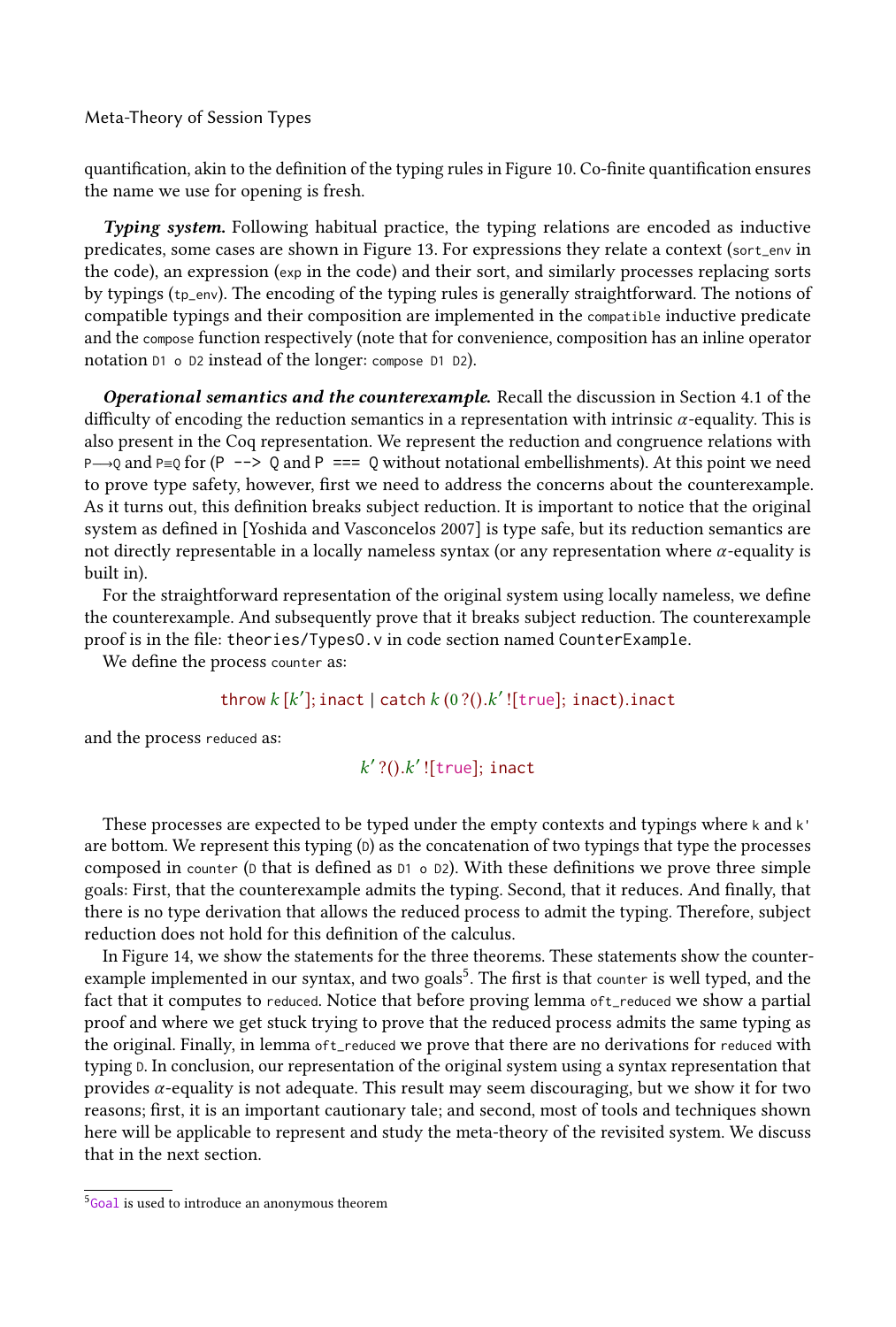quantification, akin to the definition of the typing rules in Figure 10. Co-finite quantification ensures the name we use for opening is fresh.

***Typing system.*** Following habitual practice, the typing relations are encoded as inductive predicates, some cases are shown in Figure 13. For expressions they relate a context (`sort_env` in the code), an expression (`exp` in the code) and their sort, and similarly processes replacing sorts by typings (`tp_env`). The encoding of the typing rules is generally straightforward. The notions of compatible typings and their composition are implemented in the `compatible` inductive predicate and the `compose` function respectively (note that for convenience, composition has an inline operator notation `D1 o D2` instead of the longer: `compose D1 D2`).

***Operational semantics and the counterexample.*** Recall the discussion in Section 4.1 of the difficulty of encoding the reduction semantics in a representation with intrinsic $\alpha$-equality. This is also present in the Coq representation. We represent the reduction and congruence relations with `P⟶Q` and `P≡Q` for (`P --> Q` and `P === Q` without notational embellishments). At this point we need to prove type safety, however, first we need to address the concerns about the counterexample. As it turns out, this definition breaks subject reduction. It is important to notice that the original system as defined in [Yoshida and Vasconcelos 2007] is type safe, but its reduction semantics are not directly representable in a locally nameless syntax (or any representation where $\alpha$-equality is built in).

For the straightforward representation of the original system using locally nameless, we define the counterexample. And subsequently prove that it breaks subject reduction. The counterexample proof is in the file: `theories/Types0.v` in code section named `CounterExample`.

We define the process `counter` as:

$$\texttt{throw}\ k\,[k'];\texttt{inact} \mid \texttt{catch}\ k\ (0\,?().k'\,![\texttt{true}];\ \texttt{inact}).\texttt{inact}$$

and the process `reduced` as:

$$k'\,?().k'\,![\texttt{true}];\ \texttt{inact}$$

These processes are expected to be typed under the empty contexts and typings where `k` and `k'` are bottom. We represent this typing (`D`) as the concatenation of two typings that type the processes composed in `counter` (`D` that is defined as `D1 o D2`). With these definitions we prove three simple goals: First, that the counterexample admits the typing. Second, that it reduces. And finally, that there is no type derivation that allows the reduced process to admit the typing. Therefore, subject reduction does not hold for this definition of the calculus.

In Figure 14, we show the statements for the three theorems. These statements show the counterexample implemented in our syntax, and two goals[5]. The first is that `counter` is well typed, and the fact that it computes to `reduced`. Notice that before proving lemma `oft_reduced` we show a partial proof and where we get stuck trying to prove that the reduced process admits the same typing as the original. Finally, in lemma `oft_reduced` we prove that there are no derivations for `reduced` with typing `D`. In conclusion, our representation of the original system using a syntax representation that provides $\alpha$-equality is not adequate. This result may seem discouraging, but we show it for two reasons; first, it is an important cautionary tale; and second, most of tools and techniques shown here will be applicable to represent and study the meta-theory of the revisited system. We discuss that in the next section.

[5]`Goal` is used to introduce an anonymous theorem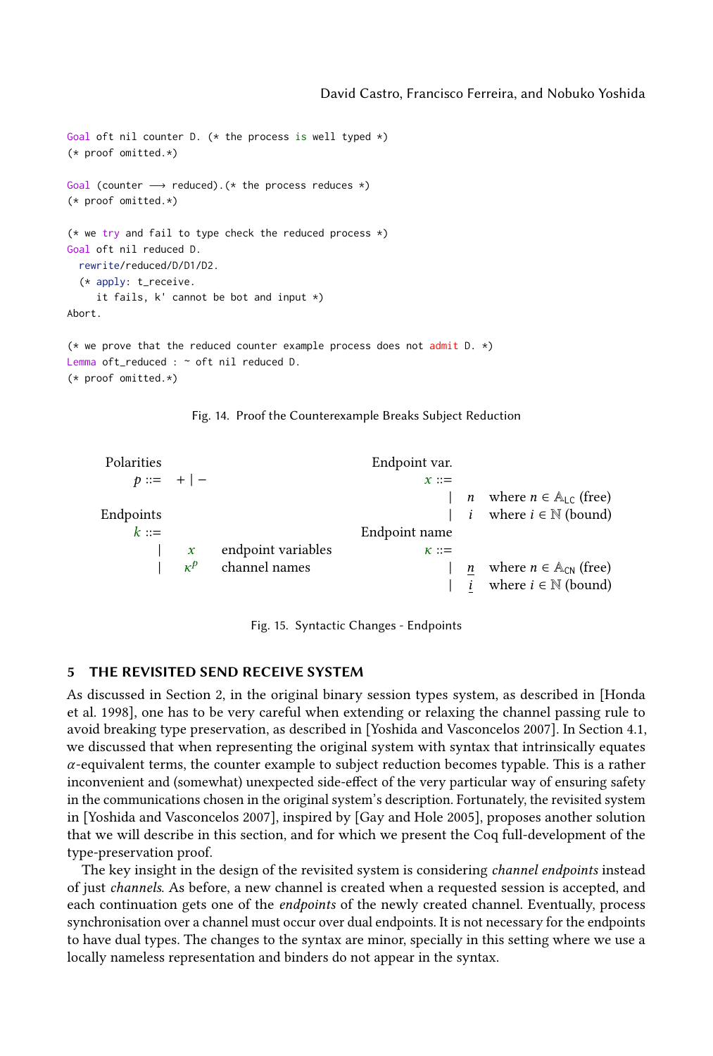```
Goal oft nil counter D. (* the process is well typed *)
(* proof omitted.*)

Goal (counter ⟶ reduced).(* the process reduces *)
(* proof omitted.*)

(* we try and fail to type check the reduced process *)
Goal oft nil reduced D.
  rewrite/reduced/D/D1/D2.
  (* apply: t_receive.
     it fails, k' cannot be bot and input *)
Abort.

(* we prove that the reduced counter example process does not admit D. *)
Lemma oft_reduced : ~ oft nil reduced D.
(* proof omitted.*)
```

Fig. 14. Proof the Counterexample Breaks Subject Reduction

Polarities

$$p ::= \; + \mid -$$

Endpoints

$$
\begin{array}{rcll}
k & ::= & & \\
 & \mid & x & \text{endpoint variables} \\
 & \mid & \kappa^p & \text{channel names}
\end{array}
$$

Endpoint var.

$$
\begin{array}{rcll}
x & ::= & & \\
 & \mid & n & \text{where } n \in \mathbb{A}_{\mathsf{LC}} \text{ (free)} \\
 & \mid & i & \text{where } i \in \mathbb{N} \text{ (bound)}
\end{array}
$$

Endpoint name

$$
\begin{array}{rcll}
\kappa & ::= & & \\
 & \mid & \underline{n} & \text{where } n \in \mathbb{A}_{\mathsf{CN}} \text{ (free)} \\
 & \mid & \underline{i} & \text{where } i \in \mathbb{N} \text{ (bound)}
\end{array}
$$

Fig. 15. Syntactic Changes - Endpoints

## 5 THE REVISITED SEND RECEIVE SYSTEM

As discussed in Section 2, in the original binary session types system, as described in [Honda et al. 1998], one has to be very careful when extending or relaxing the channel passing rule to avoid breaking type preservation, as described in [Yoshida and Vasconcelos 2007]. In Section 4.1, we discussed that when representing the original system with syntax that intrinsically equates $\alpha$-equivalent terms, the counter example to subject reduction becomes typable. This is a rather inconvenient and (somewhat) unexpected side-effect of the very particular way of ensuring safety in the communications chosen in the original system's description. Fortunately, the revisited system in [Yoshida and Vasconcelos 2007], inspired by [Gay and Hole 2005], proposes another solution that we will describe in this section, and for which we present the Coq full-development of the type-preservation proof.

The key insight in the design of the revisited system is considering *channel endpoints* instead of just *channels*. As before, a new channel is created when a requested session is accepted, and each continuation gets one of the *endpoints* of the newly created channel. Eventually, process synchronisation over a channel must occur over dual endpoints. It is not necessary for the endpoints to have dual types. The changes to the syntax are minor, specially in this setting where we use a locally nameless representation and binders do not appear in the syntax.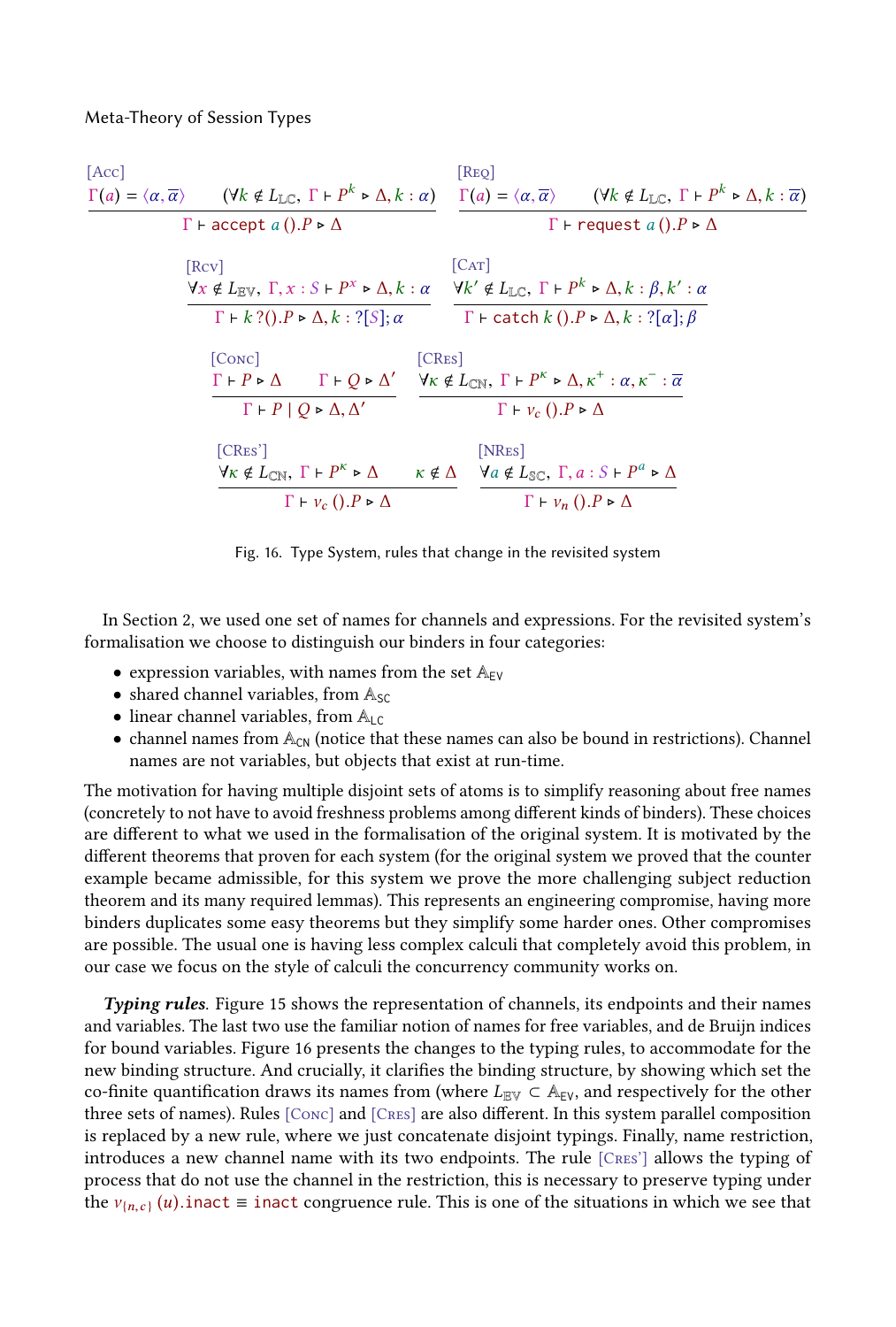$$\frac{\Gamma(a) = \langle \alpha, \overline{\alpha} \rangle \qquad (\forall k \notin L_{\mathbb{LC}},\ \Gamma \vdash P^k \triangleright \Delta, k : \alpha)}{\Gamma \vdash \texttt{accept}\ a\,().P \triangleright \Delta}\,[\textsc{Acc}]$$

$$\frac{\Gamma(a) = \langle \alpha, \overline{\alpha} \rangle \qquad (\forall k \notin L_{\mathbb{LC}},\ \Gamma \vdash P^k \triangleright \Delta, k : \overline{\alpha})}{\Gamma \vdash \texttt{request}\ a\,().P \triangleright \Delta}\,[\textsc{Req}]$$

$$\frac{\forall x \notin L_{\mathbb{EV}},\ \Gamma, x : S \vdash P^x \triangleright \Delta, k : \alpha}{\Gamma \vdash k\,?().P \triangleright \Delta, k : ?[S]; \alpha}\,[\textsc{Rcv}]$$

$$\frac{\forall k' \notin L_{\mathbb{LC}},\ \Gamma \vdash P^k \triangleright \Delta, k : \beta, k' : \alpha}{\Gamma \vdash \texttt{catch}\ k\,().P \triangleright \Delta, k : ?[\alpha]; \beta}\,[\textsc{Cat}]$$

$$\frac{\Gamma \vdash P \triangleright \Delta \qquad \Gamma \vdash Q \triangleright \Delta'}{\Gamma \vdash P \mid Q \triangleright \Delta, \Delta'}\,[\textsc{Conc}]$$

$$\frac{\forall \kappa \notin L_{\mathbb{CN}},\ \Gamma \vdash P^\kappa \triangleright \Delta, \kappa^+ : \alpha, \kappa^- : \overline{\alpha}}{\Gamma \vdash \nu_c\,().P \triangleright \Delta}\,[\textsc{CRes}]$$

$$\frac{\forall \kappa \notin L_{\mathbb{CN}},\ \Gamma \vdash P^\kappa \triangleright \Delta \qquad \kappa \notin \Delta}{\Gamma \vdash \nu_c\,().P \triangleright \Delta}\,[\textsc{CRes'}]$$

$$\frac{\forall a \notin L_{\mathbb{SC}},\ \Gamma, a : S \vdash P^a \triangleright \Delta}{\Gamma \vdash \nu_n\,().P \triangleright \Delta}\,[\textsc{NRes}]$$

Fig. 16. Type System, rules that change in the revisited system

In Section 2, we used one set of names for channels and expressions. For the revisited system's formalisation we choose to distinguish our binders in four categories:

- expression variables, with names from the set $\mathbb{A}_{\mathsf{EV}}$
- shared channel variables, from $\mathbb{A}_{\mathsf{SC}}$
- linear channel variables, from $\mathbb{A}_{\mathsf{LC}}$
- channel names from $\mathbb{A}_{\mathsf{CN}}$ (notice that these names can also be bound in restrictions). Channel names are not variables, but objects that exist at run-time.

The motivation for having multiple disjoint sets of atoms is to simplify reasoning about free names (concretely to not have to avoid freshness problems among different kinds of binders). These choices are different to what we used in the formalisation of the original system. It is motivated by the different theorems that proven for each system (for the original system we proved that the counter example became admissible, for this system we prove the more challenging subject reduction theorem and its many required lemmas). This represents an engineering compromise, having more binders duplicates some easy theorems but they simplify some harder ones. Other compromises are possible. The usual one is having less complex calculi that completely avoid this problem, in our case we focus on the style of calculi the concurrency community works on.

***Typing rules***. Figure 15 shows the representation of channels, its endpoints and their names and variables. The last two use the familiar notion of names for free variables, and de Bruijn indices for bound variables. Figure 16 presents the changes to the typing rules, to accommodate for the new binding structure. And crucially, it clarifies the binding structure, by showing which set the co-finite quantification draws its names from (where $L_{\mathbb{EV}} \subset \mathbb{A}_{\mathsf{EV}}$, and respectively for the other three sets of names). Rules [Conc] and [CRes] are also different. In this system parallel composition is replaced by a new rule, where we just concatenate disjoint typings. Finally, name restriction, introduces a new channel name with its two endpoints. The rule [CRes'] allows the typing of process that do not use the channel in the restriction, this is necessary to preserve typing under the $\nu_{\{n,c\}}\,(u).\texttt{inact} \equiv \texttt{inact}$ congruence rule. This is one of the situations in which we see that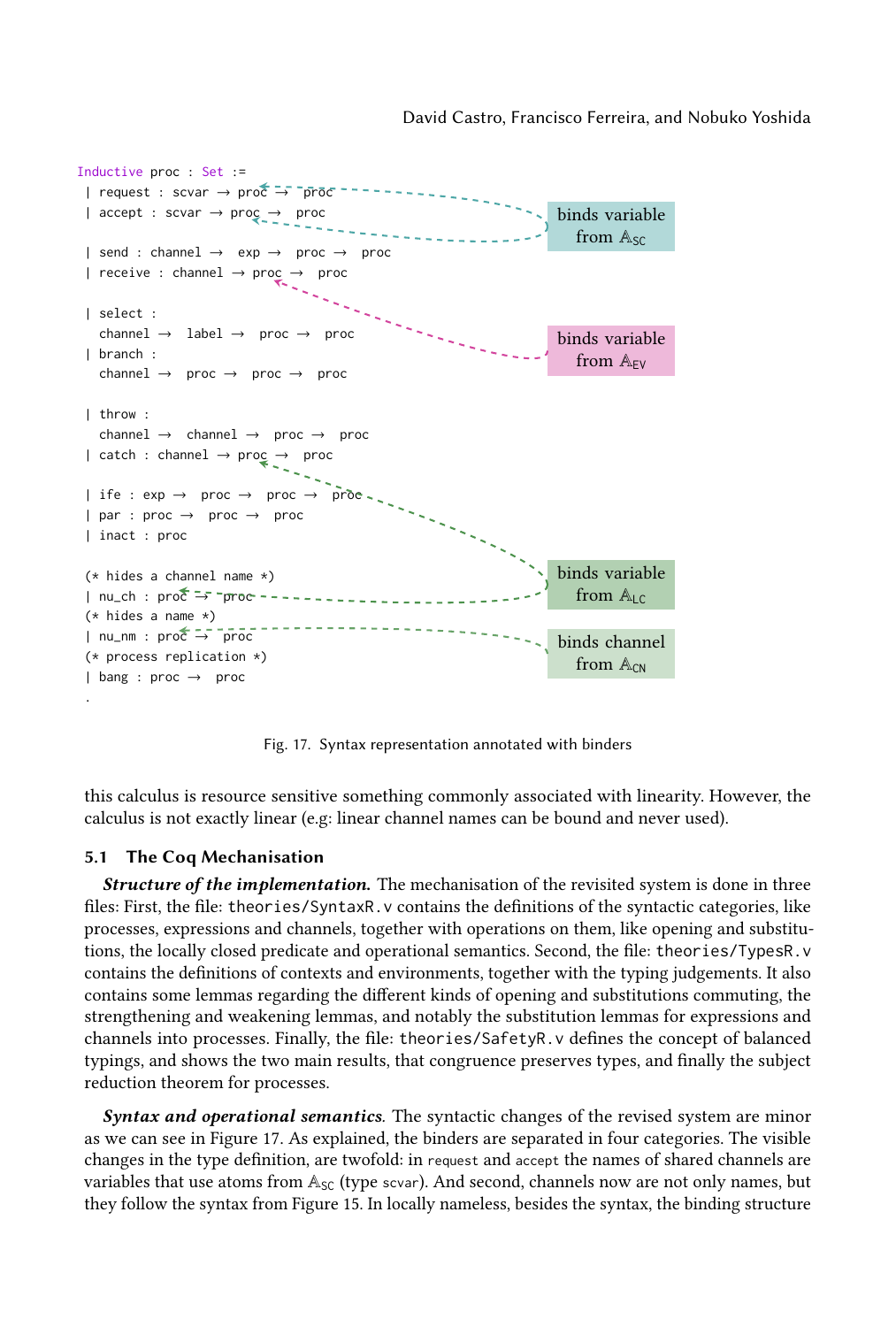```
Inductive proc : Set :=
 | request : scvar → proc → proc
 | accept : scvar → proc → proc

 | send : channel → exp → proc → proc
 | receive : channel → proc → proc

 | select :
   channel → label → proc → proc
 | branch :
   channel → proc → proc → proc

 | throw :
   channel → channel → proc → proc
 | catch : channel → proc → proc

 | ife : exp → proc → proc → proc
 | par : proc → proc → proc
 | inact : proc

 (* hides a channel name *)
 | nu_ch : proc → proc
 (* hides a name *)
 | nu_nm : proc → proc
 (* process replication *)
 | bang : proc → proc
 .
```

Annotations: request/accept — binds variable from $\mathbb{A}_{SC}$; receive — binds variable from $\mathbb{A}_{EV}$; catch, nu_ch — binds variable from $\mathbb{A}_{LC}$; nu_nm — binds channel from $\mathbb{A}_{CN}$.

Fig. 17. Syntax representation annotated with binders

this calculus is resource sensitive something commonly associated with linearity. However, the calculus is not exactly linear (e.g: linear channel names can be bound and never used).

### 5.1 The Coq Mechanisation

***Structure of the implementation.*** The mechanisation of the revisited system is done in three files: First, the file: `theories/SyntaxR.v` contains the definitions of the syntactic categories, like processes, expressions and channels, together with operations on them, like opening and substitutions, the locally closed predicate and operational semantics. Second, the file: `theories/TypesR.v` contains the definitions of contexts and environments, together with the typing judgements. It also contains some lemmas regarding the different kinds of opening and substitutions commuting, the strengthening and weakening lemmas, and notably the substitution lemmas for expressions and channels into processes. Finally, the file: `theories/SafetyR.v` defines the concept of balanced typings, and shows the two main results, that congruence preserves types, and finally the subject reduction theorem for processes.

***Syntax and operational semantics.*** The syntactic changes of the revised system are minor as we can see in Figure 17. As explained, the binders are separated in four categories. The visible changes in the type definition, are twofold: in `request` and `accept` the names of shared channels are variables that use atoms from $\mathbb{A}_{SC}$ (type `scvar`). And second, channels now are not only names, but they follow the syntax from Figure 15. In locally nameless, besides the syntax, the binding structure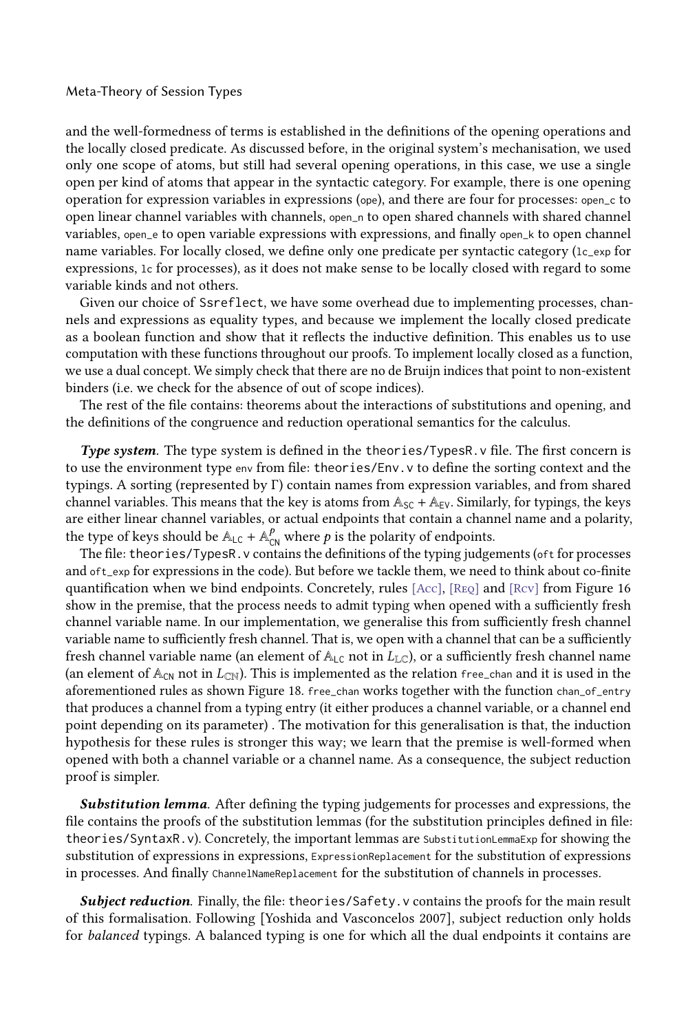and the well-formedness of terms is established in the definitions of the opening operations and the locally closed predicate. As discussed before, in the original system's mechanisation, we used only one scope of atoms, but still had several opening operations, in this case, we use a single open per kind of atoms that appear in the syntactic category. For example, there is one opening operation for expression variables in expressions (`ope`), and there are four for processes: `open_c` to open linear channel variables with channels, `open_n` to open shared channels with shared channel variables, `open_e` to open variable expressions with expressions, and finally `open_k` to open channel name variables. For locally closed, we define only one predicate per syntactic category (`lc_exp` for expressions, `lc` for processes), as it does not make sense to be locally closed with regard to some variable kinds and not others.

Given our choice of `Ssreflect`, we have some overhead due to implementing processes, channels and expressions as equality types, and because we implement the locally closed predicate as a boolean function and show that it reflects the inductive definition. This enables us to use computation with these functions throughout our proofs. To implement locally closed as a function, we use a dual concept. We simply check that there are no de Bruijn indices that point to non-existent binders (i.e. we check for the absence of out of scope indices).

The rest of the file contains: theorems about the interactions of substitutions and opening, and the definitions of the congruence and reduction operational semantics for the calculus.

***Type system.*** The type system is defined in the `theories/TypesR.v` file. The first concern is to use the environment type `env` from file: `theories/Env.v` to define the sorting context and the typings. A sorting (represented by Γ) contain names from expression variables, and from shared channel variables. This means that the key is atoms from $\mathbb{A}_{\mathsf{SC}} + \mathbb{A}_{\mathsf{EV}}$. Similarly, for typings, the keys are either linear channel variables, or actual endpoints that contain a channel name and a polarity, the type of keys should be $\mathbb{A}_{\mathsf{LC}} + \mathbb{A}^{p}_{\mathsf{CN}}$ where $p$ is the polarity of endpoints.

The file: `theories/TypesR.v` contains the definitions of the typing judgements (`oft` for processes and `oft_exp` for expressions in the code). But before we tackle them, we need to think about co-finite quantification when we bind endpoints. Concretely, rules [Acc], [Req] and [Rcv] from Figure 16 show in the premise, that the process needs to admit typing when opened with a sufficiently fresh channel variable name. In our implementation, we generalise this from sufficiently fresh channel variable name to sufficiently fresh channel. That is, we open with a channel that can be a sufficiently fresh channel variable name (an element of $\mathbb{A}_{\mathsf{LC}}$ not in $L_{\mathbb{LC}}$), or a sufficiently fresh channel name (an element of $\mathbb{A}_{\mathsf{CN}}$ not in $L_{\mathbb{CN}}$). This is implemented as the relation `free_chan` and it is used in the aforementioned rules as shown Figure 18. `free_chan` works together with the function `chan_of_entry` that produces a channel from a typing entry (it either produces a channel variable, or a channel end point depending on its parameter) . The motivation for this generalisation is that, the induction hypothesis for these rules is stronger this way; we learn that the premise is well-formed when opened with both a channel variable or a channel name. As a consequence, the subject reduction proof is simpler.

***Substitution lemma.*** After defining the typing judgements for processes and expressions, the file contains the proofs of the substitution lemmas (for the substitution principles defined in file: `theories/SyntaxR.v`). Concretely, the important lemmas are `SubstitutionLemmaExp` for showing the substitution of expressions in expressions, `ExpressionReplacement` for the substitution of expressions in processes. And finally `ChannelNameReplacement` for the substitution of channels in processes.

***Subject reduction.*** Finally, the file: `theories/Safety.v` contains the proofs for the main result of this formalisation. Following [Yoshida and Vasconcelos 2007], subject reduction only holds for *balanced* typings. A balanced typing is one for which all the dual endpoints it contains are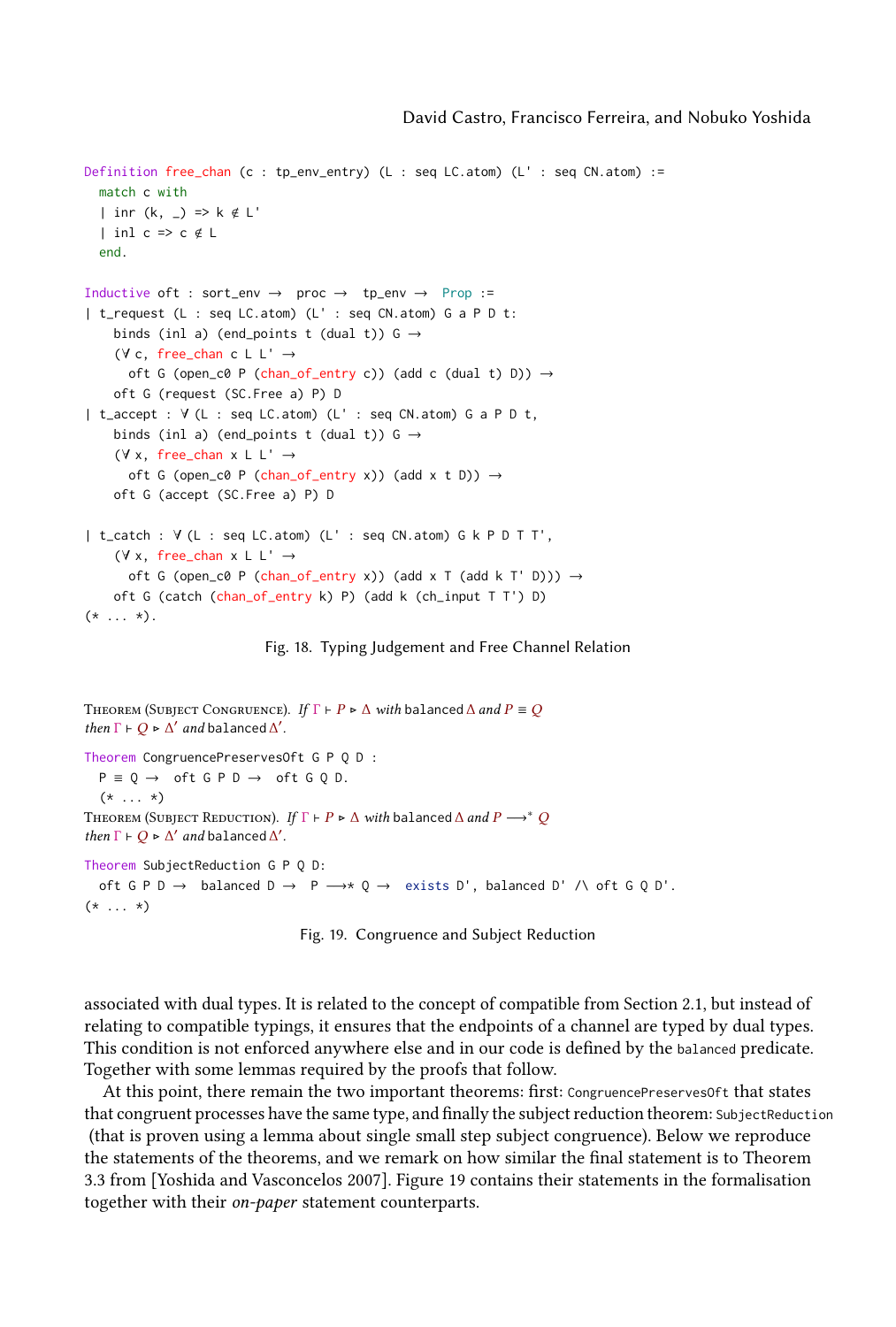```
Definition free_chan (c : tp_env_entry) (L : seq LC.atom) (L' : seq CN.atom) :=
  match c with
  | inr (k, _) => k ∉ L'
  | inl c => c ∉ L
  end.

Inductive oft : sort_env → proc → tp_env → Prop :=
| t_request (L : seq LC.atom) (L' : seq CN.atom) G a P D t:
    binds (inl a) (end_points t (dual t)) G →
    (∀ c, free_chan c L L' →
      oft G (open_c0 P (chan_of_entry c)) (add c (dual t) D)) →
    oft G (request (SC.Free a) P) D
| t_accept : ∀ (L : seq LC.atom) (L' : seq CN.atom) G a P D t,
    binds (inl a) (end_points t (dual t)) G →
    (∀ x, free_chan x L L' →
      oft G (open_c0 P (chan_of_entry x)) (add x t D)) →
    oft G (accept (SC.Free a) P) D

| t_catch : ∀ (L : seq LC.atom) (L' : seq CN.atom) G k P D T T',
    (∀ x, free_chan x L L' →
      oft G (open_c0 P (chan_of_entry x)) (add x T (add k T' D))) →
    oft G (catch (chan_of_entry k) P) (add k (ch_input T T') D)
(* ... *).
```

Fig. 18. Typing Judgement and Free Channel Relation

Theorem (Subject Congruence). *If* $\Gamma \vdash P \triangleright \Delta$ *with* balanced $\Delta$ *and* $P \equiv Q$ *then* $\Gamma \vdash Q \triangleright \Delta'$ *and* balanced $\Delta'$.

```
Theorem CongruencePreservesOft G P Q D :
  P ≡ Q → oft G P D → oft G Q D.
  (* ... *)
```

Theorem (Subject Reduction). *If* $\Gamma \vdash P \triangleright \Delta$ *with* balanced $\Delta$ *and* $P \longrightarrow^* Q$ *then* $\Gamma \vdash Q \triangleright \Delta'$ *and* balanced $\Delta'$.

```
Theorem SubjectReduction G P Q D:
  oft G P D → balanced D → P ⟶* Q → exists D', balanced D' /\ oft G Q D'.
(* ... *)
```

Fig. 19. Congruence and Subject Reduction

associated with dual types. It is related to the concept of compatible from Section 2.1, but instead of relating to compatible typings, it ensures that the endpoints of a channel are typed by dual types. This condition is not enforced anywhere else and in our code is defined by the `balanced` predicate. Together with some lemmas required by the proofs that follow.

At this point, there remain the two important theorems: first: `CongruencePreservesOft` that states that congruent processes have the same type, and finally the subject reduction theorem: `SubjectReduction` (that is proven using a lemma about single small step subject congruence). Below we reproduce the statements of the theorems, and we remark on how similar the final statement is to Theorem 3.3 from [Yoshida and Vasconcelos 2007]. Figure 19 contains their statements in the formalisation together with their *on-paper* statement counterparts.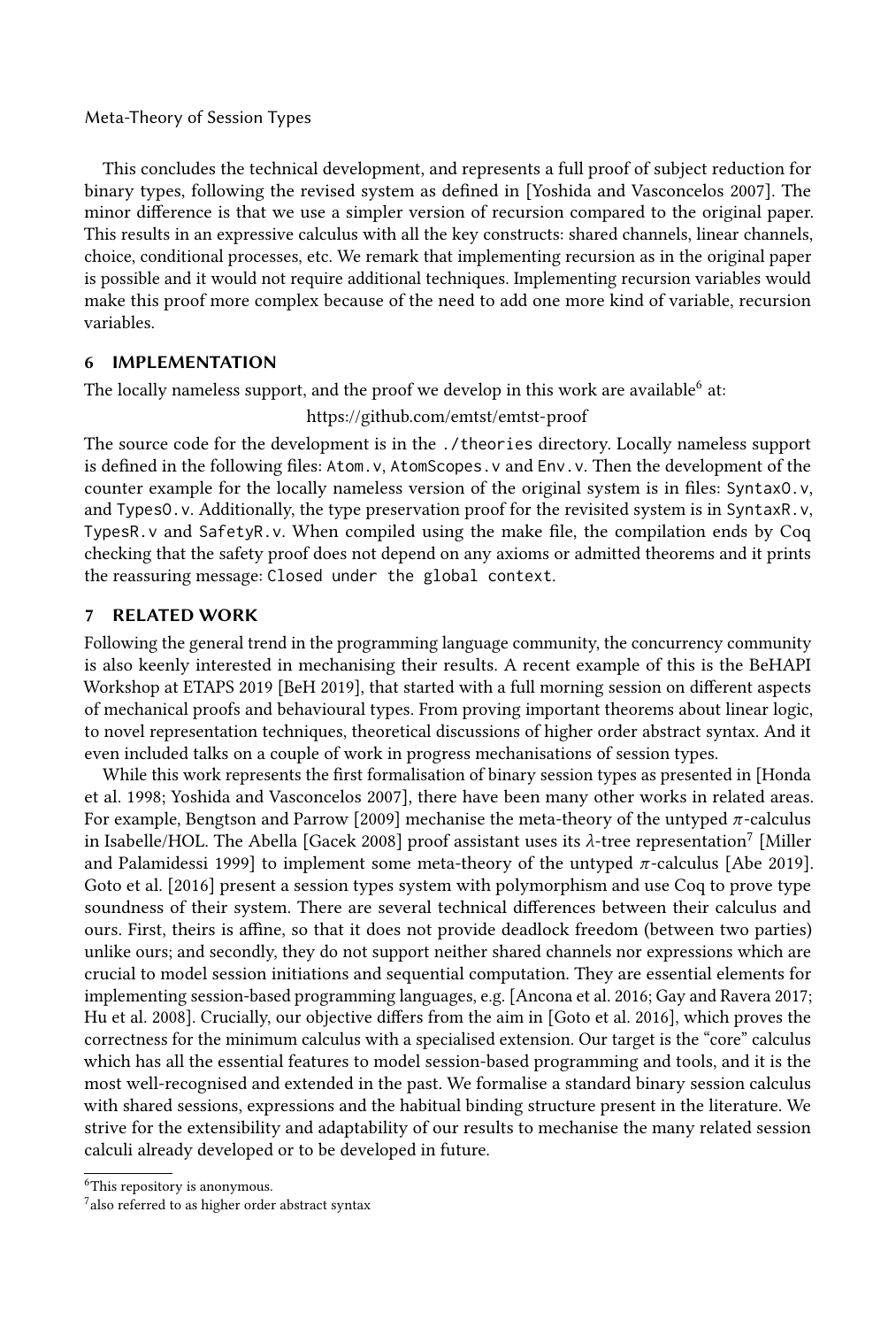This concludes the technical development, and represents a full proof of subject reduction for binary types, following the revised system as defined in [Yoshida and Vasconcelos 2007]. The minor difference is that we use a simpler version of recursion compared to the original paper. This results in an expressive calculus with all the key constructs: shared channels, linear channels, choice, conditional processes, etc. We remark that implementing recursion as in the original paper is possible and it would not require additional techniques. Implementing recursion variables would make this proof more complex because of the need to add one more kind of variable, recursion variables.

## 6 IMPLEMENTATION

The locally nameless support, and the proof we develop in this work are available[6] at:

https://github.com/emtst/emtst-proof

The source code for the development is in the `./theories` directory. Locally nameless support is defined in the following files: `Atom.v`, `AtomScopes.v` and `Env.v`. Then the development of the counter example for the locally nameless version of the original system is in files: `SyntaxO.v`, and `TypesO.v`. Additionally, the type preservation proof for the revisited system is in `SyntaxR.v`, `TypesR.v` and `SafetyR.v`. When compiled using the make file, the compilation ends by Coq checking that the safety proof does not depend on any axioms or admitted theorems and it prints the reassuring message: `Closed under the global context`.

## 7 RELATED WORK

Following the general trend in the programming language community, the concurrency community is also keenly interested in mechanising their results. A recent example of this is the BeHAPI Workshop at ETAPS 2019 [BeH 2019], that started with a full morning session on different aspects of mechanical proofs and behavioural types. From proving important theorems about linear logic, to novel representation techniques, theoretical discussions of higher order abstract syntax. And it even included talks on a couple of work in progress mechanisations of session types.

While this work represents the first formalisation of binary session types as presented in [Honda et al. 1998; Yoshida and Vasconcelos 2007], there have been many other works in related areas. For example, Bengtson and Parrow [2009] mechanise the meta-theory of the untyped $\pi$-calculus in Isabelle/HOL. The Abella [Gacek 2008] proof assistant uses its $\lambda$-tree representation[7] [Miller and Palamidessi 1999] to implement some meta-theory of the untyped $\pi$-calculus [Abe 2019]. Goto et al. [2016] present a session types system with polymorphism and use Coq to prove type soundness of their system. There are several technical differences between their calculus and ours. First, theirs is affine, so that it does not provide deadlock freedom (between two parties) unlike ours; and secondly, they do not support neither shared channels nor expressions which are crucial to model session initiations and sequential computation. They are essential elements for implementing session-based programming languages, e.g. [Ancona et al. 2016; Gay and Ravera 2017; Hu et al. 2008]. Crucially, our objective differs from the aim in [Goto et al. 2016], which proves the correctness for the minimum calculus with a specialised extension. Our target is the "core" calculus which has all the essential features to model session-based programming and tools, and it is the most well-recognised and extended in the past. We formalise a standard binary session calculus with shared sessions, expressions and the habitual binding structure present in the literature. We strive for the extensibility and adaptability of our results to mechanise the many related session calculi already developed or to be developed in future.

---

[6] This repository is anonymous.

[7] also referred to as higher order abstract syntax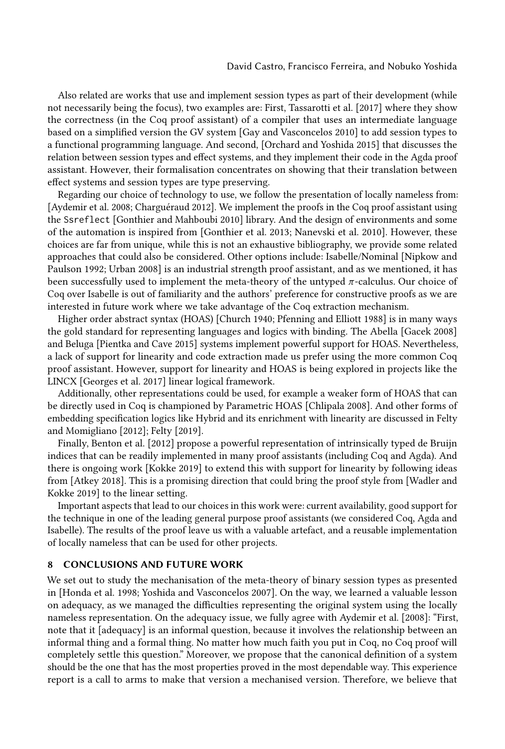Also related are works that use and implement session types as part of their development (while not necessarily being the focus), two examples are: First, Tassarotti et al. [2017] where they show the correctness (in the Coq proof assistant) of a compiler that uses an intermediate language based on a simplified version the GV system [Gay and Vasconcelos 2010] to add session types to a functional programming language. And second, [Orchard and Yoshida 2015] that discusses the relation between session types and effect systems, and they implement their code in the Agda proof assistant. However, their formalisation concentrates on showing that their translation between effect systems and session types are type preserving.

Regarding our choice of technology to use, we follow the presentation of locally nameless from: [Aydemir et al. 2008; Charguéraud 2012]. We implement the proofs in the Coq proof assistant using the `Ssreflect` [Gonthier and Mahboubi 2010] library. And the design of environments and some of the automation is inspired from [Gonthier et al. 2013; Nanevski et al. 2010]. However, these choices are far from unique, while this is not an exhaustive bibliography, we provide some related approaches that could also be considered. Other options include: Isabelle/Nominal [Nipkow and Paulson 1992; Urban 2008] is an industrial strength proof assistant, and as we mentioned, it has been successfully used to implement the meta-theory of the untyped $\pi$-calculus. Our choice of Coq over Isabelle is out of familiarity and the authors' preference for constructive proofs as we are interested in future work where we take advantage of the Coq extraction mechanism.

Higher order abstract syntax (HOAS) [Church 1940; Pfenning and Elliott 1988] is in many ways the gold standard for representing languages and logics with binding. The Abella [Gacek 2008] and Beluga [Pientka and Cave 2015] systems implement powerful support for HOAS. Nevertheless, a lack of support for linearity and code extraction made us prefer using the more common Coq proof assistant. However, support for linearity and HOAS is being explored in projects like the LINCX [Georges et al. 2017] linear logical framework.

Additionally, other representations could be used, for example a weaker form of HOAS that can be directly used in Coq is championed by Parametric HOAS [Chlipala 2008]. And other forms of embedding specification logics like Hybrid and its enrichment with linearity are discussed in Felty and Momigliano [2012]; Felty [2019].

Finally, Benton et al. [2012] propose a powerful representation of intrinsically typed de Bruijn indices that can be readily implemented in many proof assistants (including Coq and Agda). And there is ongoing work [Kokke 2019] to extend this with support for linearity by following ideas from [Atkey 2018]. This is a promising direction that could bring the proof style from [Wadler and Kokke 2019] to the linear setting.

Important aspects that lead to our choices in this work were: current availability, good support for the technique in one of the leading general purpose proof assistants (we considered Coq, Agda and Isabelle). The results of the proof leave us with a valuable artefact, and a reusable implementation of locally nameless that can be used for other projects.

## 8 CONCLUSIONS AND FUTURE WORK

We set out to study the mechanisation of the meta-theory of binary session types as presented in [Honda et al. 1998; Yoshida and Vasconcelos 2007]. On the way, we learned a valuable lesson on adequacy, as we managed the difficulties representing the original system using the locally nameless representation. On the adequacy issue, we fully agree with Aydemir et al. [2008]: "First, note that it [adequacy] is an informal question, because it involves the relationship between an informal thing and a formal thing. No matter how much faith you put in Coq, no Coq proof will completely settle this question." Moreover, we propose that the canonical definition of a system should be the one that has the most properties proved in the most dependable way. This experience report is a call to arms to make that version a mechanised version. Therefore, we believe that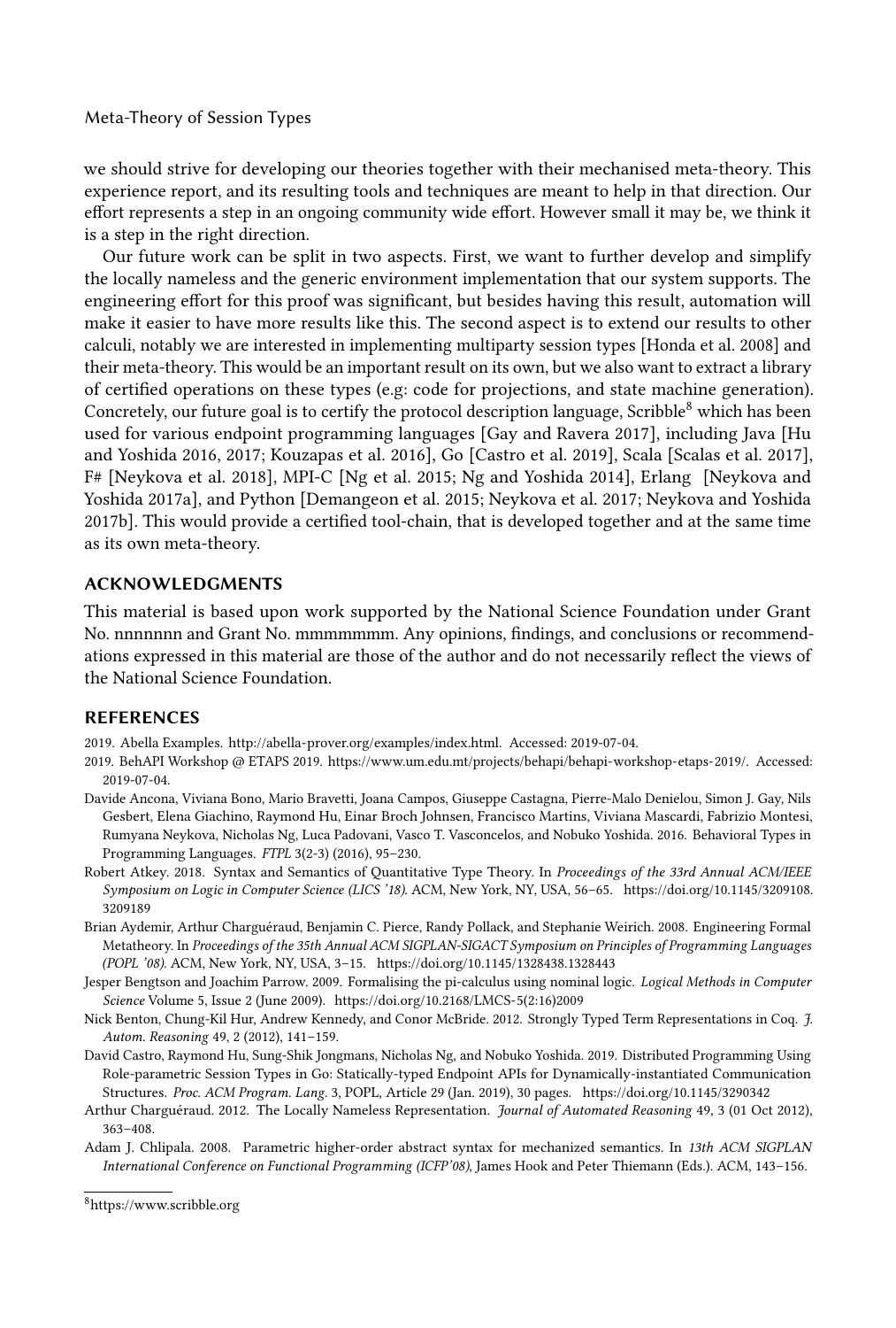we should strive for developing our theories together with their mechanised meta-theory. This experience report, and its resulting tools and techniques are meant to help in that direction. Our effort represents a step in an ongoing community wide effort. However small it may be, we think it is a step in the right direction.

Our future work can be split in two aspects. First, we want to further develop and simplify the locally nameless and the generic environment implementation that our system supports. The engineering effort for this proof was significant, but besides having this result, automation will make it easier to have more results like this. The second aspect is to extend our results to other calculi, notably we are interested in implementing multiparty session types [Honda et al. 2008] and their meta-theory. This would be an important result on its own, but we also want to extract a library of certified operations on these types (e.g: code for projections, and state machine generation). Concretely, our future goal is to certify the protocol description language, Scribble[8] which has been used for various endpoint programming languages [Gay and Ravera 2017], including Java [Hu and Yoshida 2016, 2017; Kouzapas et al. 2016], Go [Castro et al. 2019], Scala [Scalas et al. 2017], F# [Neykova et al. 2018], MPI-C [Ng et al. 2015; Ng and Yoshida 2014], Erlang [Neykova and Yoshida 2017a], and Python [Demangeon et al. 2015; Neykova et al. 2017; Neykova and Yoshida 2017b]. This would provide a certified tool-chain, that is developed together and at the same time as its own meta-theory.

## ACKNOWLEDGMENTS

This material is based upon work supported by the National Science Foundation under Grant No. nnnnnnn and Grant No. mmmmmmm. Any opinions, findings, and conclusions or recommendations expressed in this material are those of the author and do not necessarily reflect the views of the National Science Foundation.

## REFERENCES

2019. Abella Examples. http://abella-prover.org/examples/index.html. Accessed: 2019-07-04.

2019. BehAPI Workshop @ ETAPS 2019. https://www.um.edu.mt/projects/behapi/behapi-workshop-etaps-2019/. Accessed: 2019-07-04.

Davide Ancona, Viviana Bono, Mario Bravetti, Joana Campos, Giuseppe Castagna, Pierre-Malo Denielou, Simon J. Gay, Nils Gesbert, Elena Giachino, Raymond Hu, Einar Broch Johnsen, Francisco Martins, Viviana Mascardi, Fabrizio Montesi, Rumyana Neykova, Nicholas Ng, Luca Padovani, Vasco T. Vasconcelos, and Nobuko Yoshida. 2016. Behavioral Types in Programming Languages. *FTPL* 3(2-3) (2016), 95–230.

Robert Atkey. 2018. Syntax and Semantics of Quantitative Type Theory. In *Proceedings of the 33rd Annual ACM/IEEE Symposium on Logic in Computer Science (LICS '18)*. ACM, New York, NY, USA, 56–65. https://doi.org/10.1145/3209108.3209189

Brian Aydemir, Arthur Charguéraud, Benjamin C. Pierce, Randy Pollack, and Stephanie Weirich. 2008. Engineering Formal Metatheory. In *Proceedings of the 35th Annual ACM SIGPLAN-SIGACT Symposium on Principles of Programming Languages (POPL '08)*. ACM, New York, NY, USA, 3–15. https://doi.org/10.1145/1328438.1328443

Jesper Bengtson and Joachim Parrow. 2009. Formalising the pi-calculus using nominal logic. *Logical Methods in Computer Science* Volume 5, Issue 2 (June 2009). https://doi.org/10.2168/LMCS-5(2:16)2009

Nick Benton, Chung-Kil Hur, Andrew Kennedy, and Conor McBride. 2012. Strongly Typed Term Representations in Coq. *J. Autom. Reasoning* 49, 2 (2012), 141–159.

David Castro, Raymond Hu, Sung-Shik Jongmans, Nicholas Ng, and Nobuko Yoshida. 2019. Distributed Programming Using Role-parametric Session Types in Go: Statically-typed Endpoint APIs for Dynamically-instantiated Communication Structures. *Proc. ACM Program. Lang.* 3, POPL, Article 29 (Jan. 2019), 30 pages. https://doi.org/10.1145/3290342

Arthur Charguéraud. 2012. The Locally Nameless Representation. *Journal of Automated Reasoning* 49, 3 (01 Oct 2012), 363–408.

Adam J. Chlipala. 2008. Parametric higher-order abstract syntax for mechanized semantics. In *13th ACM SIGPLAN International Conference on Functional Programming (ICFP'08)*, James Hook and Peter Thiemann (Eds.). ACM, 143–156.

[8] https://www.scribble.org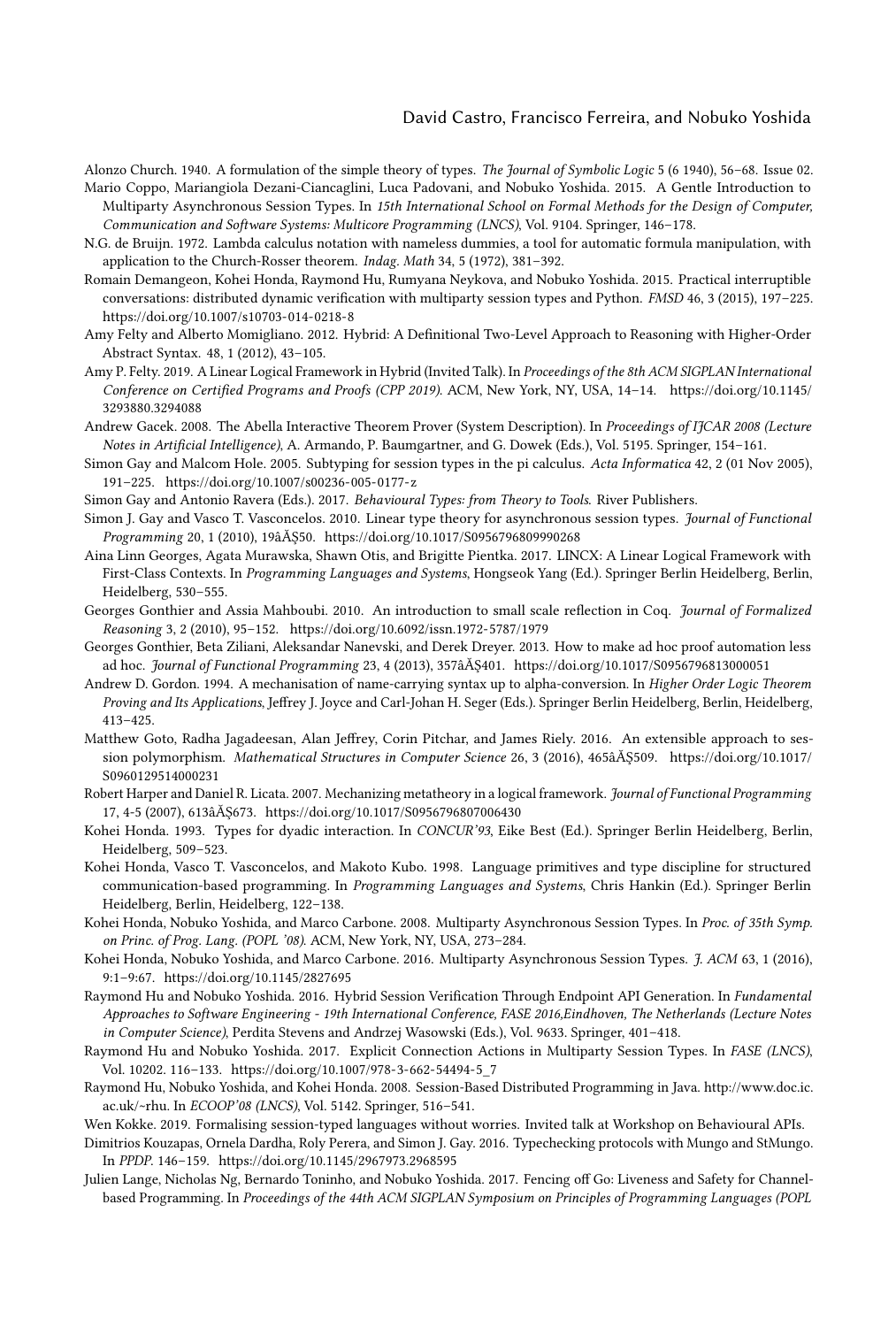Alonzo Church. 1940. A formulation of the simple theory of types. *The Journal of Symbolic Logic* 5 (6 1940), 56–68. Issue 02.

Mario Coppo, Mariangiola Dezani-Ciancaglini, Luca Padovani, and Nobuko Yoshida. 2015. A Gentle Introduction to Multiparty Asynchronous Session Types. In *15th International School on Formal Methods for the Design of Computer, Communication and Software Systems: Multicore Programming (LNCS)*, Vol. 9104. Springer, 146–178.

N.G. de Bruijn. 1972. Lambda calculus notation with nameless dummies, a tool for automatic formula manipulation, with application to the Church-Rosser theorem. *Indag. Math* 34, 5 (1972), 381–392.

Romain Demangeon, Kohei Honda, Raymond Hu, Rumyana Neykova, and Nobuko Yoshida. 2015. Practical interruptible conversations: distributed dynamic verification with multiparty session types and Python. *FMSD* 46, 3 (2015), 197–225. https://doi.org/10.1007/s10703-014-0218-8

Amy Felty and Alberto Momigliano. 2012. Hybrid: A Definitional Two-Level Approach to Reasoning with Higher-Order Abstract Syntax. 48, 1 (2012), 43–105.

Amy P. Felty. 2019. A Linear Logical Framework in Hybrid (Invited Talk). In *Proceedings of the 8th ACM SIGPLAN International Conference on Certified Programs and Proofs (CPP 2019)*. ACM, New York, NY, USA, 14–14. https://doi.org/10.1145/3293880.3294088

Andrew Gacek. 2008. The Abella Interactive Theorem Prover (System Description). In *Proceedings of IJCAR 2008 (Lecture Notes in Artificial Intelligence)*, A. Armando, P. Baumgartner, and G. Dowek (Eds.), Vol. 5195. Springer, 154–161.

Simon Gay and Malcom Hole. 2005. Subtyping for session types in the pi calculus. *Acta Informatica* 42, 2 (01 Nov 2005), 191–225. https://doi.org/10.1007/s00236-005-0177-z

Simon Gay and Antonio Ravera (Eds.). 2017. *Behavioural Types: from Theory to Tools*. River Publishers.

Simon J. Gay and Vasco T. Vasconcelos. 2010. Linear type theory for asynchronous session types. *Journal of Functional Programming* 20, 1 (2010), 19âĂŞ50. https://doi.org/10.1017/S0956796809990268

Aina Linn Georges, Agata Murawska, Shawn Otis, and Brigitte Pientka. 2017. LINCX: A Linear Logical Framework with First-Class Contexts. In *Programming Languages and Systems*, Hongseok Yang (Ed.). Springer Berlin Heidelberg, Berlin, Heidelberg, 530–555.

Georges Gonthier and Assia Mahboubi. 2010. An introduction to small scale reflection in Coq. *Journal of Formalized Reasoning* 3, 2 (2010), 95–152. https://doi.org/10.6092/issn.1972-5787/1979

Georges Gonthier, Beta Ziliani, Aleksandar Nanevski, and Derek Dreyer. 2013. How to make ad hoc proof automation less ad hoc. *Journal of Functional Programming* 23, 4 (2013), 357âĂŞ401. https://doi.org/10.1017/S0956796813000051

Andrew D. Gordon. 1994. A mechanisation of name-carrying syntax up to alpha-conversion. In *Higher Order Logic Theorem Proving and Its Applications*, Jeffrey J. Joyce and Carl-Johan H. Seger (Eds.). Springer Berlin Heidelberg, Berlin, Heidelberg, 413–425.

Matthew Goto, Radha Jagadeesan, Alan Jeffrey, Corin Pitchar, and James Riely. 2016. An extensible approach to session polymorphism. *Mathematical Structures in Computer Science* 26, 3 (2016), 465âĂŞ509. https://doi.org/10.1017/S0960129514000231

Robert Harper and Daniel R. Licata. 2007. Mechanizing metatheory in a logical framework. *Journal of Functional Programming* 17, 4-5 (2007), 613âĂŞ673. https://doi.org/10.1017/S0956796807006430

Kohei Honda. 1993. Types for dyadic interaction. In *CONCUR'93*, Eike Best (Ed.). Springer Berlin Heidelberg, Berlin, Heidelberg, 509–523.

Kohei Honda, Vasco T. Vasconcelos, and Makoto Kubo. 1998. Language primitives and type discipline for structured communication-based programming. In *Programming Languages and Systems*, Chris Hankin (Ed.). Springer Berlin Heidelberg, Berlin, Heidelberg, 122–138.

Kohei Honda, Nobuko Yoshida, and Marco Carbone. 2008. Multiparty Asynchronous Session Types. In *Proc. of 35th Symp. on Princ. of Prog. Lang. (POPL '08)*. ACM, New York, NY, USA, 273–284.

Kohei Honda, Nobuko Yoshida, and Marco Carbone. 2016. Multiparty Asynchronous Session Types. *J. ACM* 63, 1 (2016), 9:1–9:67. https://doi.org/10.1145/2827695

Raymond Hu and Nobuko Yoshida. 2016. Hybrid Session Verification Through Endpoint API Generation. In *Fundamental Approaches to Software Engineering - 19th International Conference, FASE 2016,Eindhoven, The Netherlands (Lecture Notes in Computer Science)*, Perdita Stevens and Andrzej Wasowski (Eds.), Vol. 9633. Springer, 401–418.

Raymond Hu and Nobuko Yoshida. 2017. Explicit Connection Actions in Multiparty Session Types. In *FASE (LNCS)*, Vol. 10202. 116–133. https://doi.org/10.1007/978-3-662-54494-5_7

Raymond Hu, Nobuko Yoshida, and Kohei Honda. 2008. Session-Based Distributed Programming in Java. http://www.doc.ic.ac.uk/~rhu. In *ECOOP'08 (LNCS)*, Vol. 5142. Springer, 516–541.

Wen Kokke. 2019. Formalising session-typed languages without worries. Invited talk at Workshop on Behavioural APIs.

Dimitrios Kouzapas, Ornela Dardha, Roly Perera, and Simon J. Gay. 2016. Typechecking protocols with Mungo and StMungo. In *PPDP*. 146–159. https://doi.org/10.1145/2967973.2968595

Julien Lange, Nicholas Ng, Bernardo Toninho, and Nobuko Yoshida. 2017. Fencing off Go: Liveness and Safety for Channel-based Programming. In *Proceedings of the 44th ACM SIGPLAN Symposium on Principles of Programming Languages (POPL*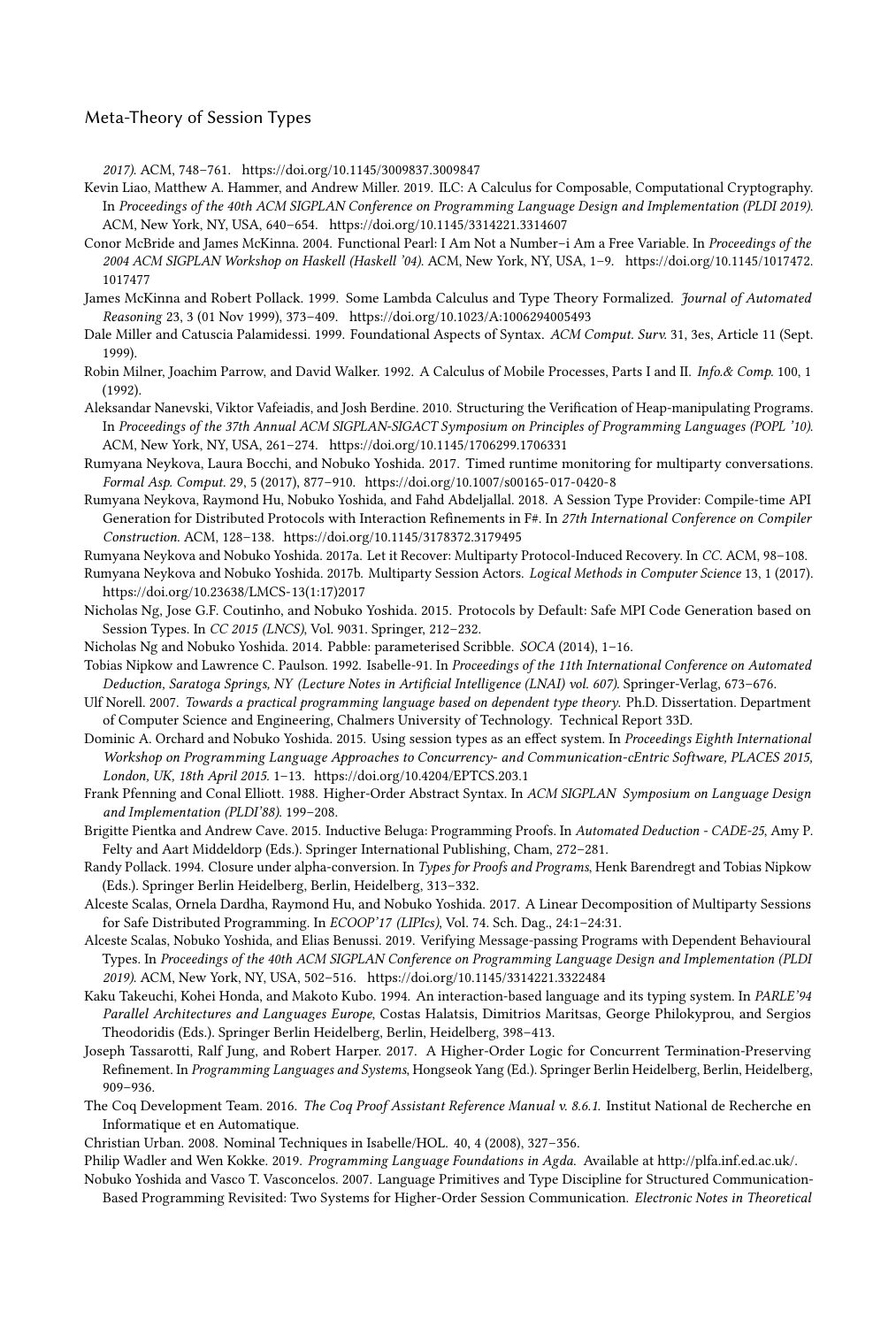2017). ACM, 748–761. https://doi.org/10.1145/3009837.3009847

Kevin Liao, Matthew A. Hammer, and Andrew Miller. 2019. ILC: A Calculus for Composable, Computational Cryptography. In *Proceedings of the 40th ACM SIGPLAN Conference on Programming Language Design and Implementation (PLDI 2019)*. ACM, New York, NY, USA, 640–654. https://doi.org/10.1145/3314221.3314607

Conor McBride and James McKinna. 2004. Functional Pearl: I Am Not a Number–i Am a Free Variable. In *Proceedings of the 2004 ACM SIGPLAN Workshop on Haskell (Haskell '04)*. ACM, New York, NY, USA, 1–9. https://doi.org/10.1145/1017472.1017477

James McKinna and Robert Pollack. 1999. Some Lambda Calculus and Type Theory Formalized. *Journal of Automated Reasoning* 23, 3 (01 Nov 1999), 373–409. https://doi.org/10.1023/A:1006294005493

Dale Miller and Catuscia Palamidessi. 1999. Foundational Aspects of Syntax. *ACM Comput. Surv.* 31, 3es, Article 11 (Sept. 1999).

Robin Milner, Joachim Parrow, and David Walker. 1992. A Calculus of Mobile Processes, Parts I and II. *Info.& Comp.* 100, 1 (1992).

Aleksandar Nanevski, Viktor Vafeiadis, and Josh Berdine. 2010. Structuring the Verification of Heap-manipulating Programs. In *Proceedings of the 37th Annual ACM SIGPLAN-SIGACT Symposium on Principles of Programming Languages (POPL '10)*. ACM, New York, NY, USA, 261–274. https://doi.org/10.1145/1706299.1706331

Rumyana Neykova, Laura Bocchi, and Nobuko Yoshida. 2017. Timed runtime monitoring for multiparty conversations. *Formal Asp. Comput.* 29, 5 (2017), 877–910. https://doi.org/10.1007/s00165-017-0420-8

Rumyana Neykova, Raymond Hu, Nobuko Yoshida, and Fahd Abdeljallal. 2018. A Session Type Provider: Compile-time API Generation for Distributed Protocols with Interaction Refinements in F#. In *27th International Conference on Compiler Construction*. ACM, 128–138. https://doi.org/10.1145/3178372.3179495

Rumyana Neykova and Nobuko Yoshida. 2017a. Let it Recover: Multiparty Protocol-Induced Recovery. In *CC*. ACM, 98–108.

Rumyana Neykova and Nobuko Yoshida. 2017b. Multiparty Session Actors. *Logical Methods in Computer Science* 13, 1 (2017). https://doi.org/10.23638/LMCS-13(1:17)2017

Nicholas Ng, Jose G.F. Coutinho, and Nobuko Yoshida. 2015. Protocols by Default: Safe MPI Code Generation based on Session Types. In *CC 2015 (LNCS)*, Vol. 9031. Springer, 212–232.

Nicholas Ng and Nobuko Yoshida. 2014. Pabble: parameterised Scribble. *SOCA* (2014), 1–16.

Tobias Nipkow and Lawrence C. Paulson. 1992. Isabelle-91. In *Proceedings of the 11th International Conference on Automated Deduction, Saratoga Springs, NY (Lecture Notes in Artificial Intelligence (LNAI) vol. 607)*. Springer-Verlag, 673–676.

Ulf Norell. 2007. *Towards a practical programming language based on dependent type theory*. Ph.D. Dissertation. Department of Computer Science and Engineering, Chalmers University of Technology. Technical Report 33D.

Dominic A. Orchard and Nobuko Yoshida. 2015. Using session types as an effect system. In *Proceedings Eighth International Workshop on Programming Language Approaches to Concurrency- and Communication-cEntric Software, PLACES 2015, London, UK, 18th April 2015*. 1–13. https://doi.org/10.4204/EPTCS.203.1

Frank Pfenning and Conal Elliott. 1988. Higher-Order Abstract Syntax. In *ACM SIGPLAN Symposium on Language Design and Implementation (PLDI'88)*. 199–208.

Brigitte Pientka and Andrew Cave. 2015. Inductive Beluga: Programming Proofs. In *Automated Deduction - CADE-25*, Amy P. Felty and Aart Middeldorp (Eds.). Springer International Publishing, Cham, 272–281.

Randy Pollack. 1994. Closure under alpha-conversion. In *Types for Proofs and Programs*, Henk Barendregt and Tobias Nipkow (Eds.). Springer Berlin Heidelberg, Berlin, Heidelberg, 313–332.

Alceste Scalas, Ornela Dardha, Raymond Hu, and Nobuko Yoshida. 2017. A Linear Decomposition of Multiparty Sessions for Safe Distributed Programming. In *ECOOP'17 (LIPIcs)*, Vol. 74. Sch. Dag., 24:1–24:31.

Alceste Scalas, Nobuko Yoshida, and Elias Benussi. 2019. Verifying Message-passing Programs with Dependent Behavioural Types. In *Proceedings of the 40th ACM SIGPLAN Conference on Programming Language Design and Implementation (PLDI 2019)*. ACM, New York, NY, USA, 502–516. https://doi.org/10.1145/3314221.3322484

Kaku Takeuchi, Kohei Honda, and Makoto Kubo. 1994. An interaction-based language and its typing system. In *PARLE'94 Parallel Architectures and Languages Europe*, Costas Halatsis, Dimitrios Maritsas, George Philokyprou, and Sergios Theodoridis (Eds.). Springer Berlin Heidelberg, Berlin, Heidelberg, 398–413.

Joseph Tassarotti, Ralf Jung, and Robert Harper. 2017. A Higher-Order Logic for Concurrent Termination-Preserving Refinement. In *Programming Languages and Systems*, Hongseok Yang (Ed.). Springer Berlin Heidelberg, Berlin, Heidelberg, 909–936.

The Coq Development Team. 2016. *The Coq Proof Assistant Reference Manual v. 8.6.1*. Institut National de Recherche en Informatique et en Automatique.

Christian Urban. 2008. Nominal Techniques in Isabelle/HOL. 40, 4 (2008), 327–356.

Philip Wadler and Wen Kokke. 2019. *Programming Language Foundations in Agda*. Available at http://plfa.inf.ed.ac.uk/.

Nobuko Yoshida and Vasco T. Vasconcelos. 2007. Language Primitives and Type Discipline for Structured Communication-Based Programming Revisited: Two Systems for Higher-Order Session Communication. *Electronic Notes in Theoretical*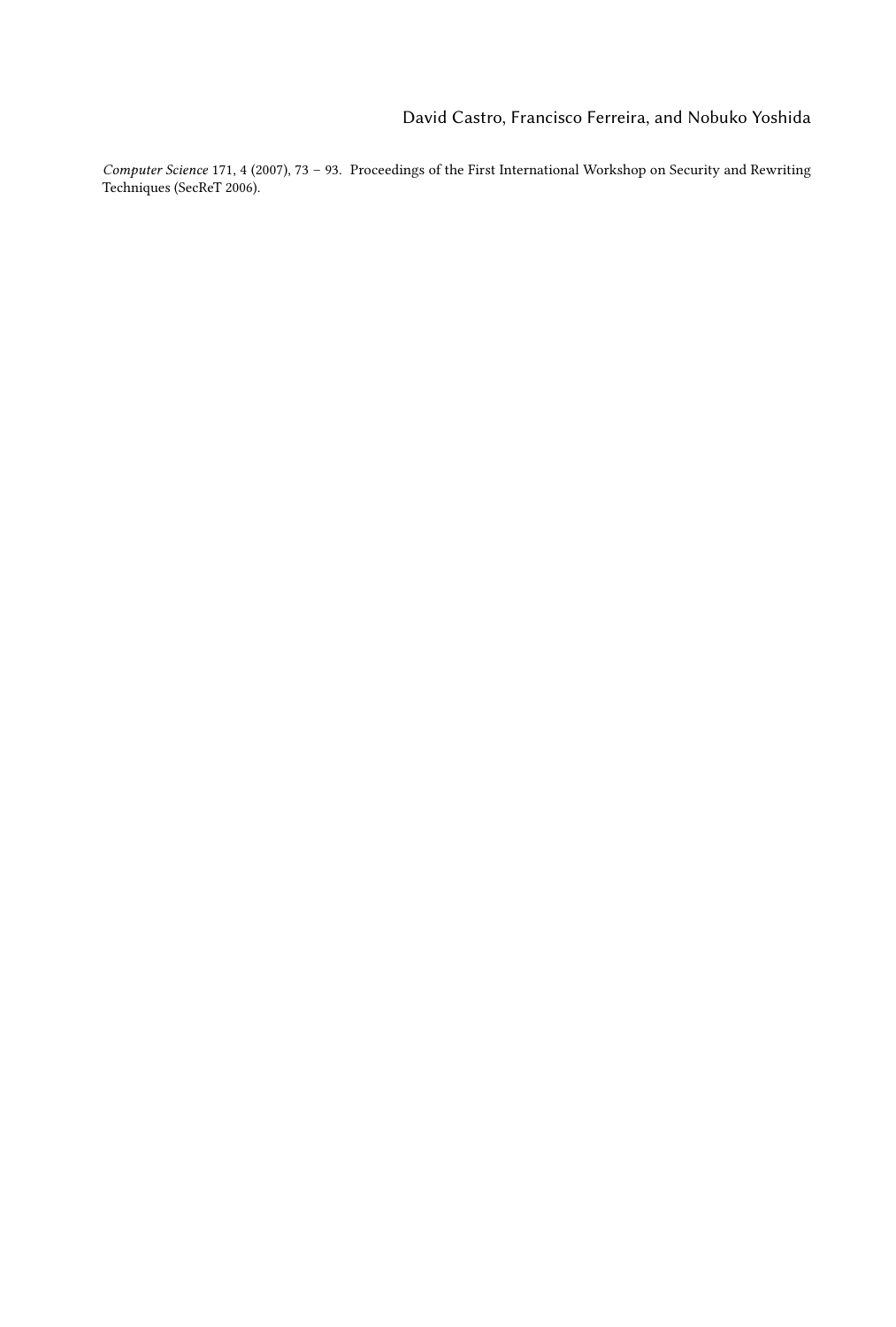*Computer Science* 171, 4 (2007), 73 – 93. Proceedings of the First International Workshop on Security and Rewriting Techniques (SecReT 2006).